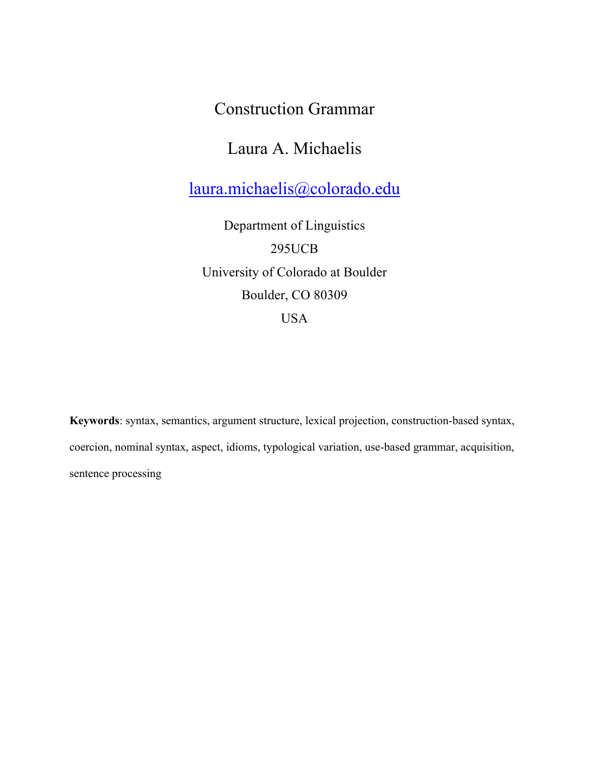# Construction Grammar

Laura A. Michaelis

laura.michaelis@colorado.edu

Department of Linguistics
295UCB
University of Colorado at Boulder
Boulder, CO 80309
USA

**Keywords**: syntax, semantics, argument structure, lexical projection, construction-based syntax, coercion, nominal syntax, aspect, idioms, typological variation, use-based grammar, acquisition, sentence processing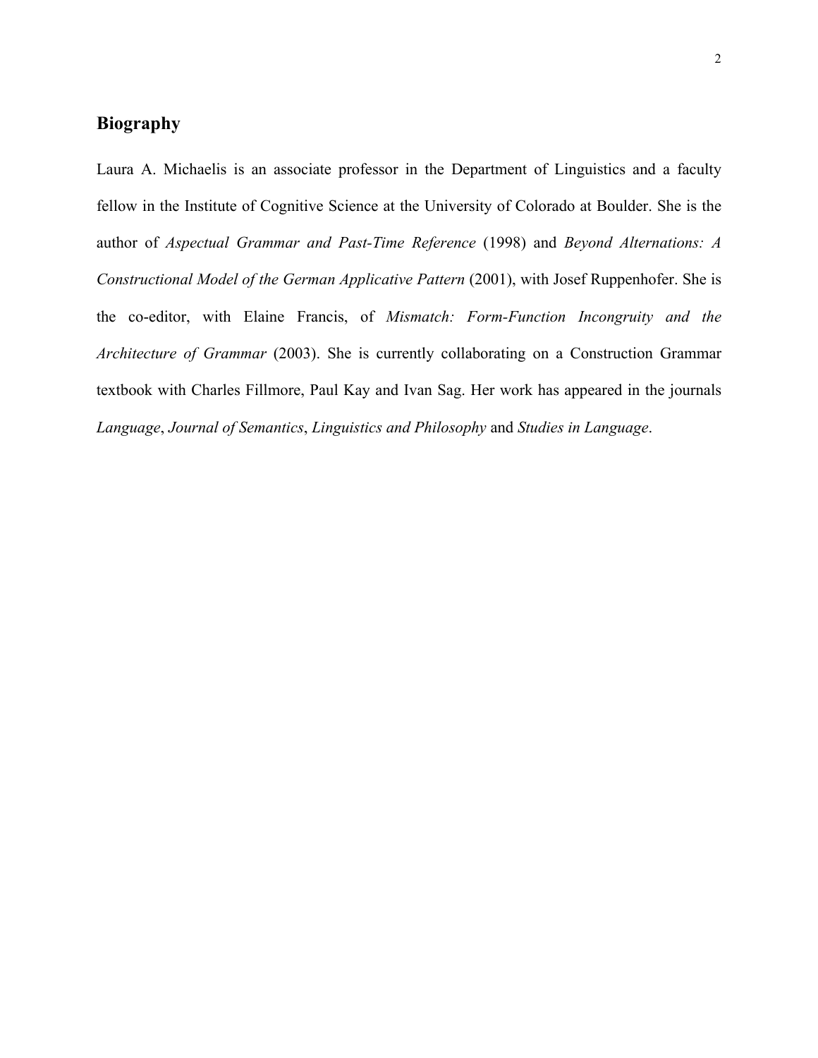## Biography

Laura A. Michaelis is an associate professor in the Department of Linguistics and a faculty fellow in the Institute of Cognitive Science at the University of Colorado at Boulder. She is the author of *Aspectual Grammar and Past-Time Reference* (1998) and *Beyond Alternations: A Constructional Model of the German Applicative Pattern* (2001), with Josef Ruppenhofer. She is the co-editor, with Elaine Francis, of *Mismatch: Form-Function Incongruity and the Architecture of Grammar* (2003). She is currently collaborating on a Construction Grammar textbook with Charles Fillmore, Paul Kay and Ivan Sag. Her work has appeared in the journals *Language*, *Journal of Semantics*, *Linguistics and Philosophy* and *Studies in Language*.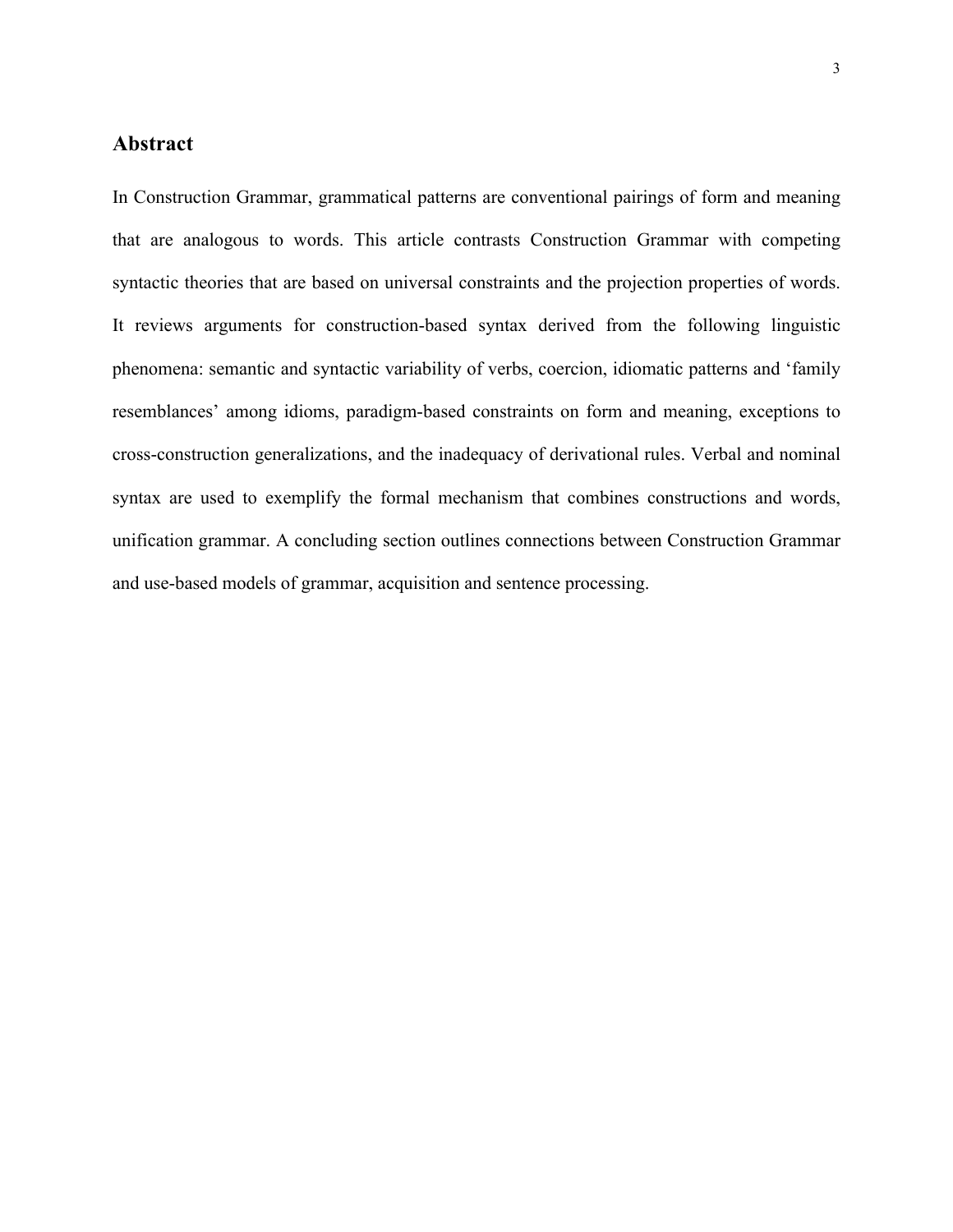## Abstract

In Construction Grammar, grammatical patterns are conventional pairings of form and meaning that are analogous to words. This article contrasts Construction Grammar with competing syntactic theories that are based on universal constraints and the projection properties of words. It reviews arguments for construction-based syntax derived from the following linguistic phenomena: semantic and syntactic variability of verbs, coercion, idiomatic patterns and 'family resemblances' among idioms, paradigm-based constraints on form and meaning, exceptions to cross-construction generalizations, and the inadequacy of derivational rules. Verbal and nominal syntax are used to exemplify the formal mechanism that combines constructions and words, unification grammar. A concluding section outlines connections between Construction Grammar and use-based models of grammar, acquisition and sentence processing.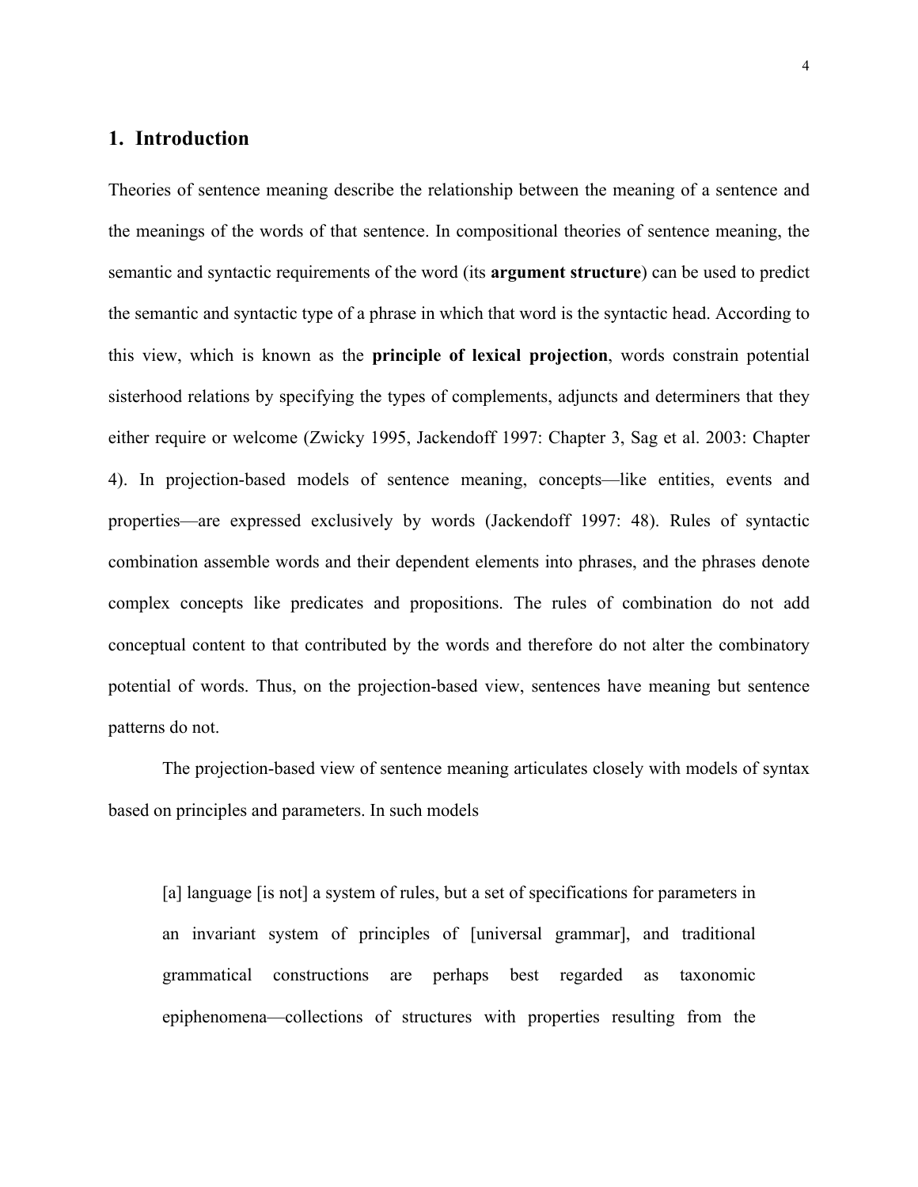## 1. Introduction

Theories of sentence meaning describe the relationship between the meaning of a sentence and the meanings of the words of that sentence. In compositional theories of sentence meaning, the semantic and syntactic requirements of the word (its **argument structure**) can be used to predict the semantic and syntactic type of a phrase in which that word is the syntactic head. According to this view, which is known as the **principle of lexical projection**, words constrain potential sisterhood relations by specifying the types of complements, adjuncts and determiners that they either require or welcome (Zwicky 1995, Jackendoff 1997: Chapter 3, Sag et al. 2003: Chapter 4). In projection-based models of sentence meaning, concepts—like entities, events and properties—are expressed exclusively by words (Jackendoff 1997: 48). Rules of syntactic combination assemble words and their dependent elements into phrases, and the phrases denote complex concepts like predicates and propositions. The rules of combination do not add conceptual content to that contributed by the words and therefore do not alter the combinatory potential of words. Thus, on the projection-based view, sentences have meaning but sentence patterns do not.

The projection-based view of sentence meaning articulates closely with models of syntax based on principles and parameters. In such models

> [a] language [is not] a system of rules, but a set of specifications for parameters in an invariant system of principles of [universal grammar], and traditional grammatical constructions are perhaps best regarded as taxonomic epiphenomena—collections of structures with properties resulting from the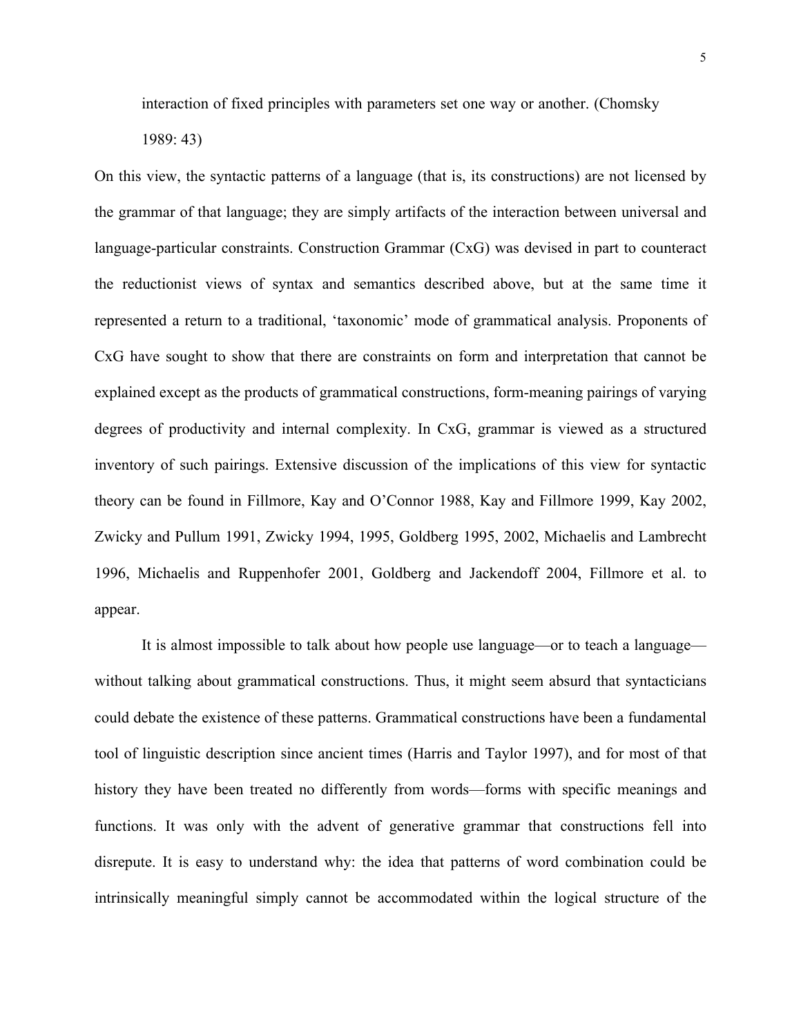interaction of fixed principles with parameters set one way or another. (Chomsky 1989: 43)

On this view, the syntactic patterns of a language (that is, its constructions) are not licensed by the grammar of that language; they are simply artifacts of the interaction between universal and language-particular constraints. Construction Grammar (CxG) was devised in part to counteract the reductionist views of syntax and semantics described above, but at the same time it represented a return to a traditional, 'taxonomic' mode of grammatical analysis. Proponents of CxG have sought to show that there are constraints on form and interpretation that cannot be explained except as the products of grammatical constructions, form-meaning pairings of varying degrees of productivity and internal complexity. In CxG, grammar is viewed as a structured inventory of such pairings. Extensive discussion of the implications of this view for syntactic theory can be found in Fillmore, Kay and O'Connor 1988, Kay and Fillmore 1999, Kay 2002, Zwicky and Pullum 1991, Zwicky 1994, 1995, Goldberg 1995, 2002, Michaelis and Lambrecht 1996, Michaelis and Ruppenhofer 2001, Goldberg and Jackendoff 2004, Fillmore et al. to appear.

It is almost impossible to talk about how people use language—or to teach a language—without talking about grammatical constructions. Thus, it might seem absurd that syntacticians could debate the existence of these patterns. Grammatical constructions have been a fundamental tool of linguistic description since ancient times (Harris and Taylor 1997), and for most of that history they have been treated no differently from words—forms with specific meanings and functions. It was only with the advent of generative grammar that constructions fell into disrepute. It is easy to understand why: the idea that patterns of word combination could be intrinsically meaningful simply cannot be accommodated within the logical structure of the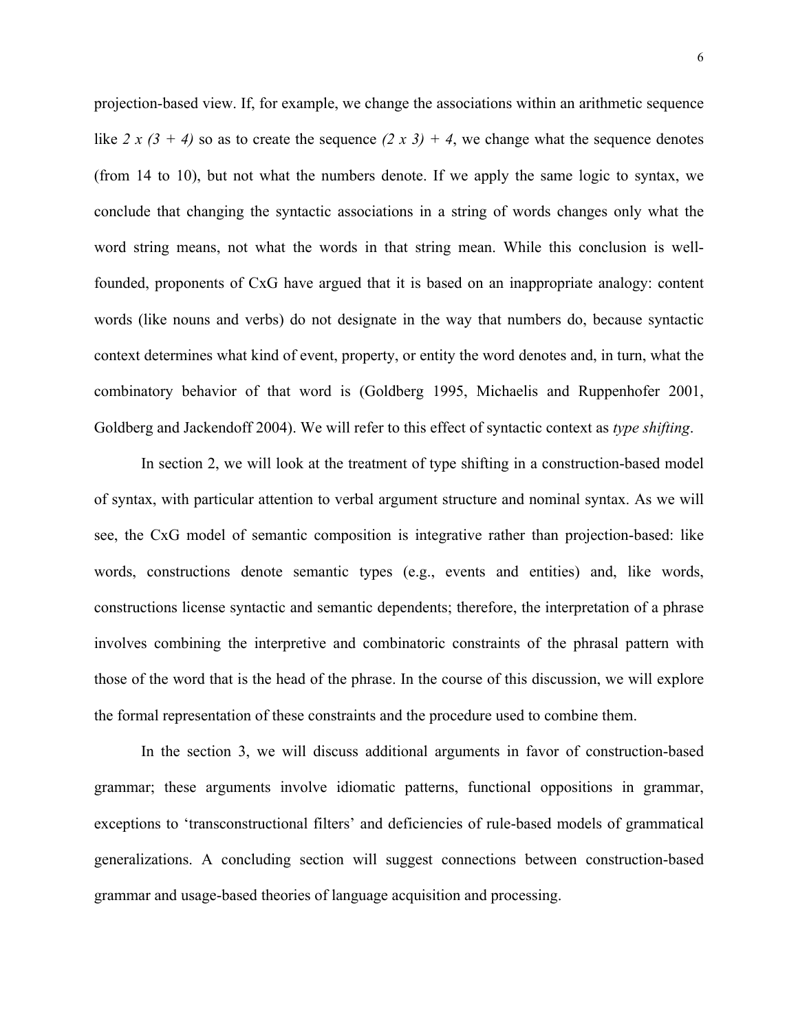projection-based view. If, for example, we change the associations within an arithmetic sequence like *2 x (3 + 4)* so as to create the sequence *(2 x 3) + 4*, we change what the sequence denotes (from 14 to 10), but not what the numbers denote. If we apply the same logic to syntax, we conclude that changing the syntactic associations in a string of words changes only what the word string means, not what the words in that string mean. While this conclusion is well-founded, proponents of CxG have argued that it is based on an inappropriate analogy: content words (like nouns and verbs) do not designate in the way that numbers do, because syntactic context determines what kind of event, property, or entity the word denotes and, in turn, what the combinatory behavior of that word is (Goldberg 1995, Michaelis and Ruppenhofer 2001, Goldberg and Jackendoff 2004). We will refer to this effect of syntactic context as *type shifting*.

In section 2, we will look at the treatment of type shifting in a construction-based model of syntax, with particular attention to verbal argument structure and nominal syntax. As we will see, the CxG model of semantic composition is integrative rather than projection-based: like words, constructions denote semantic types (e.g., events and entities) and, like words, constructions license syntactic and semantic dependents; therefore, the interpretation of a phrase involves combining the interpretive and combinatoric constraints of the phrasal pattern with those of the word that is the head of the phrase. In the course of this discussion, we will explore the formal representation of these constraints and the procedure used to combine them.

In the section 3, we will discuss additional arguments in favor of construction-based grammar; these arguments involve idiomatic patterns, functional oppositions in grammar, exceptions to 'transconstructional filters' and deficiencies of rule-based models of grammatical generalizations. A concluding section will suggest connections between construction-based grammar and usage-based theories of language acquisition and processing.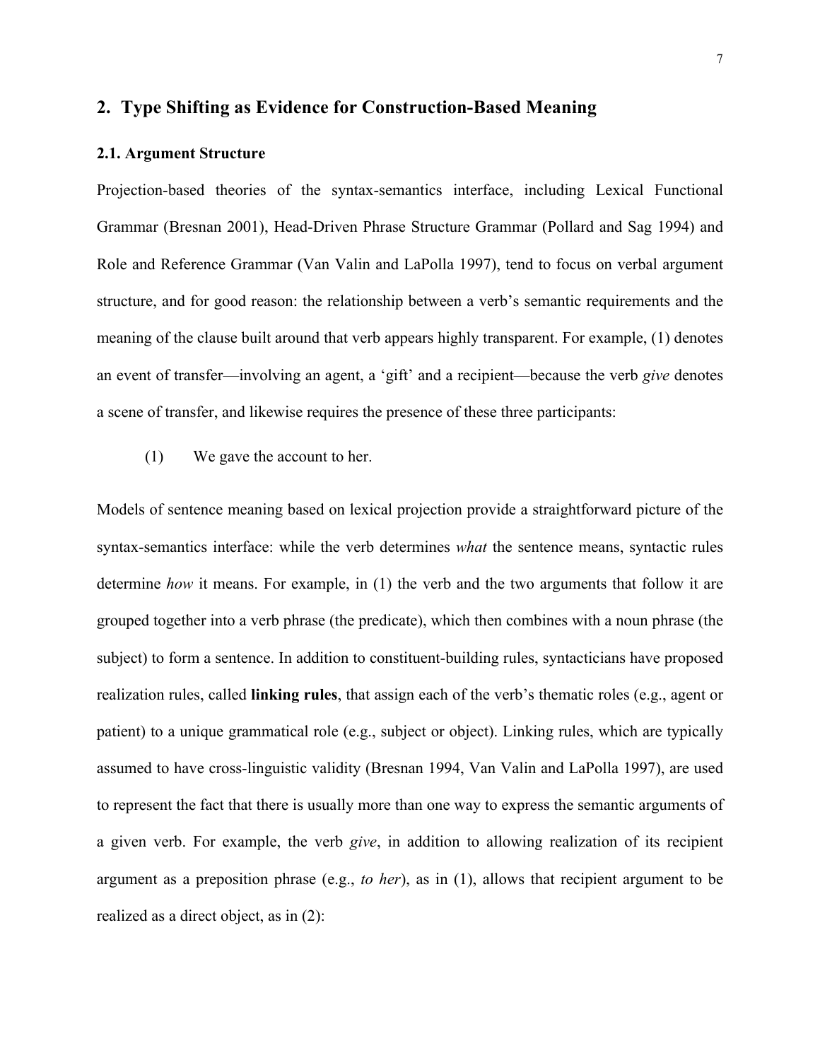## 2. Type Shifting as Evidence for Construction-Based Meaning

### 2.1. Argument Structure

Projection-based theories of the syntax-semantics interface, including Lexical Functional Grammar (Bresnan 2001), Head-Driven Phrase Structure Grammar (Pollard and Sag 1994) and Role and Reference Grammar (Van Valin and LaPolla 1997), tend to focus on verbal argument structure, and for good reason: the relationship between a verb's semantic requirements and the meaning of the clause built around that verb appears highly transparent. For example, (1) denotes an event of transfer—involving an agent, a 'gift' and a recipient—because the verb *give* denotes a scene of transfer, and likewise requires the presence of these three participants:

(1) We gave the account to her.

Models of sentence meaning based on lexical projection provide a straightforward picture of the syntax-semantics interface: while the verb determines *what* the sentence means, syntactic rules determine *how* it means. For example, in (1) the verb and the two arguments that follow it are grouped together into a verb phrase (the predicate), which then combines with a noun phrase (the subject) to form a sentence. In addition to constituent-building rules, syntacticians have proposed realization rules, called **linking rules**, that assign each of the verb's thematic roles (e.g., agent or patient) to a unique grammatical role (e.g., subject or object). Linking rules, which are typically assumed to have cross-linguistic validity (Bresnan 1994, Van Valin and LaPolla 1997), are used to represent the fact that there is usually more than one way to express the semantic arguments of a given verb. For example, the verb *give*, in addition to allowing realization of its recipient argument as a preposition phrase (e.g., *to her*), as in (1), allows that recipient argument to be realized as a direct object, as in (2):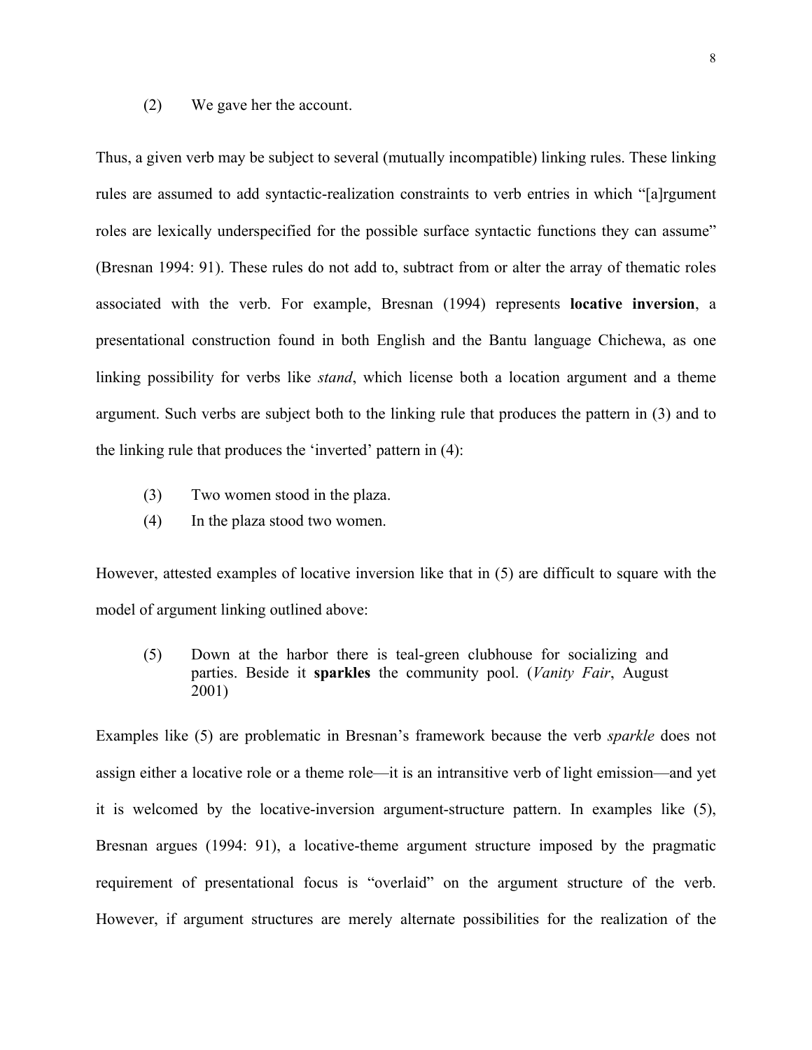(2) We gave her the account.

Thus, a given verb may be subject to several (mutually incompatible) linking rules. These linking rules are assumed to add syntactic-realization constraints to verb entries in which "[a]rgument roles are lexically underspecified for the possible surface syntactic functions they can assume" (Bresnan 1994: 91). These rules do not add to, subtract from or alter the array of thematic roles associated with the verb. For example, Bresnan (1994) represents **locative inversion**, a presentational construction found in both English and the Bantu language Chichewa, as one linking possibility for verbs like *stand*, which license both a location argument and a theme argument. Such verbs are subject both to the linking rule that produces the pattern in (3) and to the linking rule that produces the 'inverted' pattern in (4):

(3) Two women stood in the plaza.

(4) In the plaza stood two women.

However, attested examples of locative inversion like that in (5) are difficult to square with the model of argument linking outlined above:

(5) Down at the harbor there is teal-green clubhouse for socializing and parties. Beside it **sparkles** the community pool. (*Vanity Fair*, August 2001)

Examples like (5) are problematic in Bresnan's framework because the verb *sparkle* does not assign either a locative role or a theme role—it is an intransitive verb of light emission—and yet it is welcomed by the locative-inversion argument-structure pattern. In examples like (5), Bresnan argues (1994: 91), a locative-theme argument structure imposed by the pragmatic requirement of presentational focus is "overlaid" on the argument structure of the verb. However, if argument structures are merely alternate possibilities for the realization of the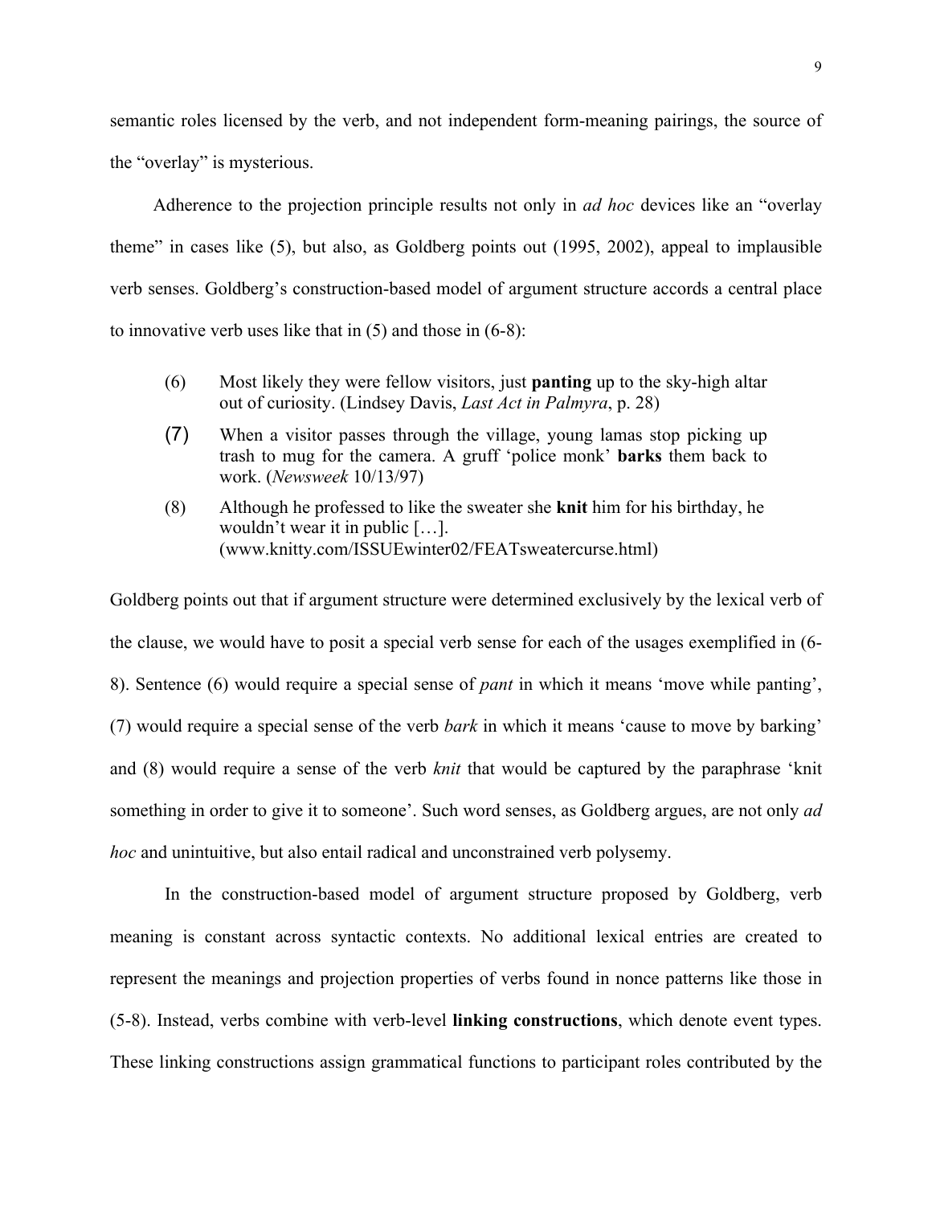semantic roles licensed by the verb, and not independent form-meaning pairings, the source of the "overlay" is mysterious.

Adherence to the projection principle results not only in *ad hoc* devices like an "overlay theme" in cases like (5), but also, as Goldberg points out (1995, 2002), appeal to implausible verb senses. Goldberg's construction-based model of argument structure accords a central place to innovative verb uses like that in (5) and those in (6-8):

> (6) Most likely they were fellow visitors, just **panting** up to the sky-high altar out of curiosity. (Lindsey Davis, *Last Act in Palmyra*, p. 28)
>
> (7) When a visitor passes through the village, young lamas stop picking up trash to mug for the camera. A gruff 'police monk' **barks** them back to work. (*Newsweek* 10/13/97)
>
> (8) Although he professed to like the sweater she **knit** him for his birthday, he wouldn't wear it in public […]. (www.knitty.com/ISSUEwinter02/FEATsweatercurse.html)

Goldberg points out that if argument structure were determined exclusively by the lexical verb of the clause, we would have to posit a special verb sense for each of the usages exemplified in (6-8). Sentence (6) would require a special sense of *pant* in which it means 'move while panting', (7) would require a special sense of the verb *bark* in which it means 'cause to move by barking' and (8) would require a sense of the verb *knit* that would be captured by the paraphrase 'knit something in order to give it to someone'. Such word senses, as Goldberg argues, are not only *ad hoc* and unintuitive, but also entail radical and unconstrained verb polysemy.

In the construction-based model of argument structure proposed by Goldberg, verb meaning is constant across syntactic contexts. No additional lexical entries are created to represent the meanings and projection properties of verbs found in nonce patterns like those in (5-8). Instead, verbs combine with verb-level **linking constructions**, which denote event types. These linking constructions assign grammatical functions to participant roles contributed by the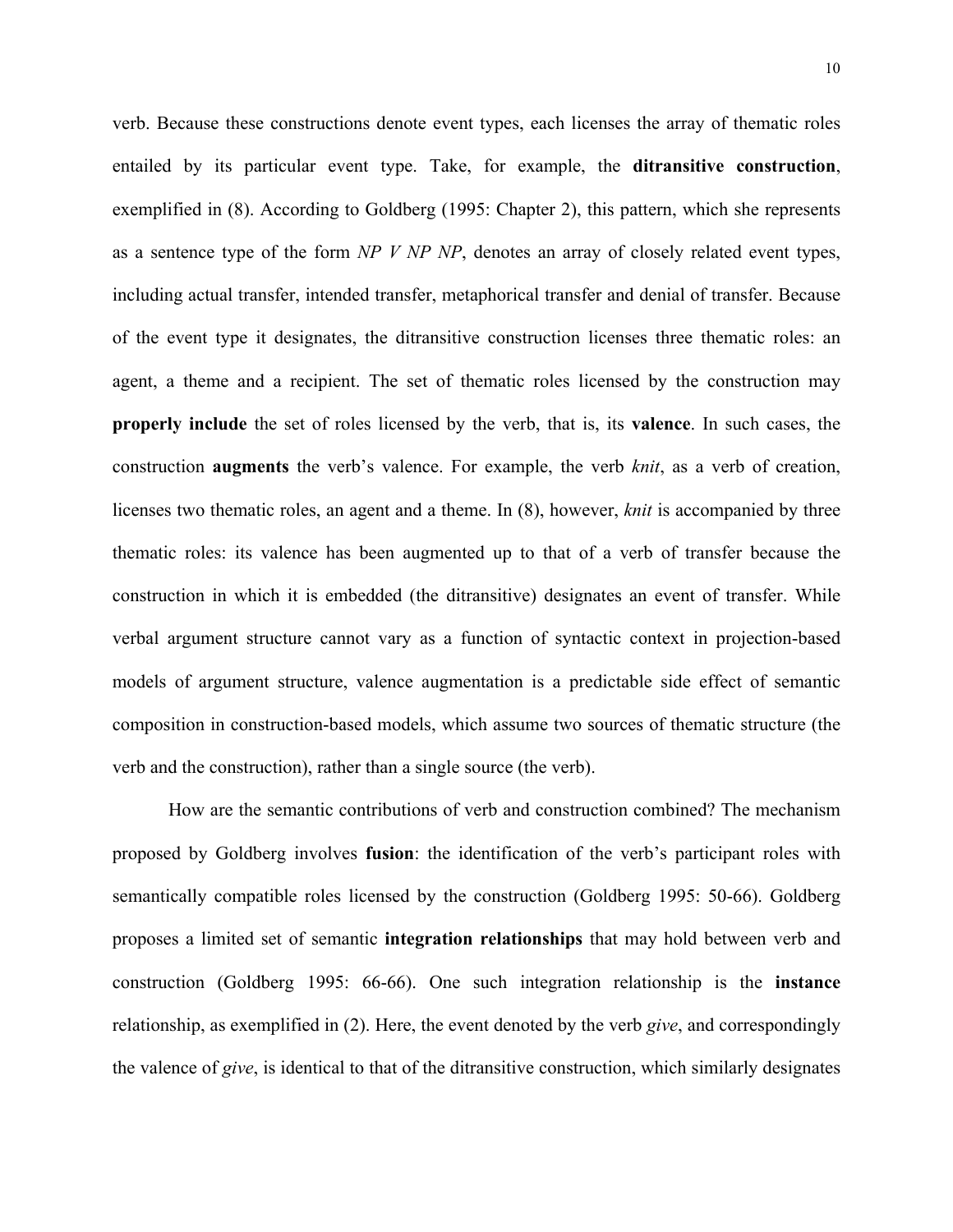verb. Because these constructions denote event types, each licenses the array of thematic roles entailed by its particular event type. Take, for example, the **ditransitive construction**, exemplified in (8). According to Goldberg (1995: Chapter 2), this pattern, which she represents as a sentence type of the form *NP V NP NP*, denotes an array of closely related event types, including actual transfer, intended transfer, metaphorical transfer and denial of transfer. Because of the event type it designates, the ditransitive construction licenses three thematic roles: an agent, a theme and a recipient. The set of thematic roles licensed by the construction may **properly include** the set of roles licensed by the verb, that is, its **valence**. In such cases, the construction **augments** the verb's valence. For example, the verb *knit*, as a verb of creation, licenses two thematic roles, an agent and a theme. In (8), however, *knit* is accompanied by three thematic roles: its valence has been augmented up to that of a verb of transfer because the construction in which it is embedded (the ditransitive) designates an event of transfer. While verbal argument structure cannot vary as a function of syntactic context in projection-based models of argument structure, valence augmentation is a predictable side effect of semantic composition in construction-based models, which assume two sources of thematic structure (the verb and the construction), rather than a single source (the verb).

How are the semantic contributions of verb and construction combined? The mechanism proposed by Goldberg involves **fusion**: the identification of the verb's participant roles with semantically compatible roles licensed by the construction (Goldberg 1995: 50-66). Goldberg proposes a limited set of semantic **integration relationships** that may hold between verb and construction (Goldberg 1995: 66-66). One such integration relationship is the **instance** relationship, as exemplified in (2). Here, the event denoted by the verb *give*, and correspondingly the valence of *give*, is identical to that of the ditransitive construction, which similarly designates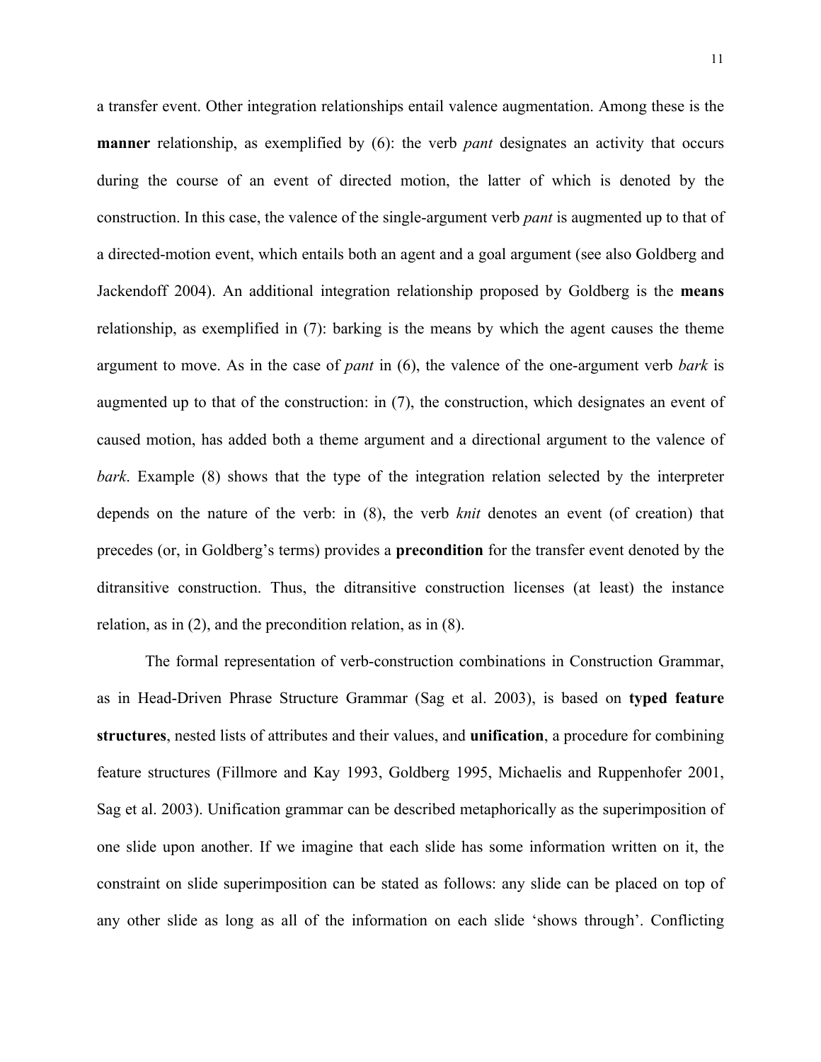a transfer event. Other integration relationships entail valence augmentation. Among these is the **manner** relationship, as exemplified by (6): the verb *pant* designates an activity that occurs during the course of an event of directed motion, the latter of which is denoted by the construction. In this case, the valence of the single-argument verb *pant* is augmented up to that of a directed-motion event, which entails both an agent and a goal argument (see also Goldberg and Jackendoff 2004). An additional integration relationship proposed by Goldberg is the **means** relationship, as exemplified in (7): barking is the means by which the agent causes the theme argument to move. As in the case of *pant* in (6), the valence of the one-argument verb *bark* is augmented up to that of the construction: in (7), the construction, which designates an event of caused motion, has added both a theme argument and a directional argument to the valence of *bark*. Example (8) shows that the type of the integration relation selected by the interpreter depends on the nature of the verb: in (8), the verb *knit* denotes an event (of creation) that precedes (or, in Goldberg's terms) provides a **precondition** for the transfer event denoted by the ditransitive construction. Thus, the ditransitive construction licenses (at least) the instance relation, as in (2), and the precondition relation, as in (8).

The formal representation of verb-construction combinations in Construction Grammar, as in Head-Driven Phrase Structure Grammar (Sag et al. 2003), is based on **typed feature structures**, nested lists of attributes and their values, and **unification**, a procedure for combining feature structures (Fillmore and Kay 1993, Goldberg 1995, Michaelis and Ruppenhofer 2001, Sag et al. 2003). Unification grammar can be described metaphorically as the superimposition of one slide upon another. If we imagine that each slide has some information written on it, the constraint on slide superimposition can be stated as follows: any slide can be placed on top of any other slide as long as all of the information on each slide 'shows through'. Conflicting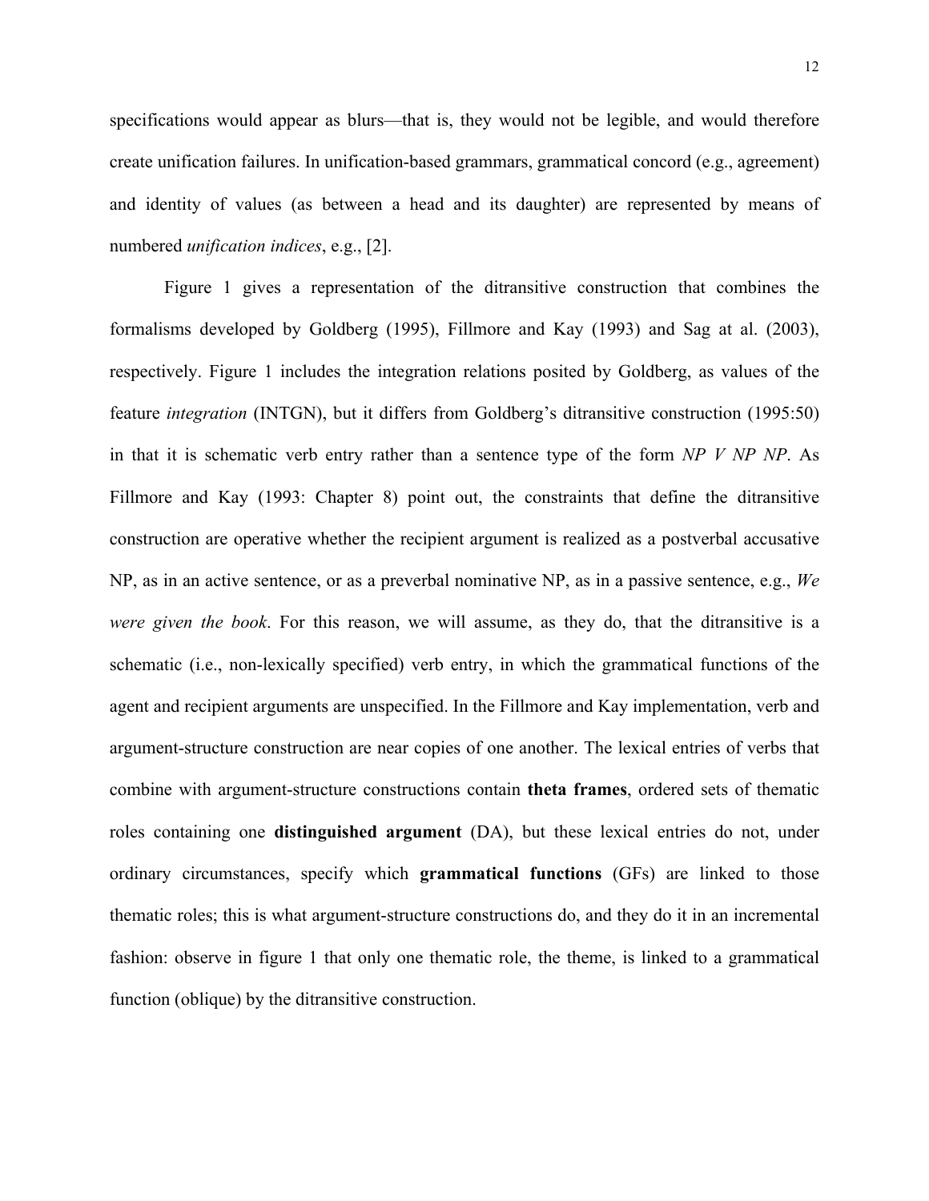specifications would appear as blurs—that is, they would not be legible, and would therefore create unification failures. In unification-based grammars, grammatical concord (e.g., agreement) and identity of values (as between a head and its daughter) are represented by means of numbered *unification indices*, e.g., [2].

Figure 1 gives a representation of the ditransitive construction that combines the formalisms developed by Goldberg (1995), Fillmore and Kay (1993) and Sag at al. (2003), respectively. Figure 1 includes the integration relations posited by Goldberg, as values of the feature *integration* (INTGN), but it differs from Goldberg's ditransitive construction (1995:50) in that it is schematic verb entry rather than a sentence type of the form *NP V NP NP*. As Fillmore and Kay (1993: Chapter 8) point out, the constraints that define the ditransitive construction are operative whether the recipient argument is realized as a postverbal accusative NP, as in an active sentence, or as a preverbal nominative NP, as in a passive sentence, e.g., *We were given the book*. For this reason, we will assume, as they do, that the ditransitive is a schematic (i.e., non-lexically specified) verb entry, in which the grammatical functions of the agent and recipient arguments are unspecified. In the Fillmore and Kay implementation, verb and argument-structure construction are near copies of one another. The lexical entries of verbs that combine with argument-structure constructions contain **theta frames**, ordered sets of thematic roles containing one **distinguished argument** (DA), but these lexical entries do not, under ordinary circumstances, specify which **grammatical functions** (GFs) are linked to those thematic roles; this is what argument-structure constructions do, and they do it in an incremental fashion: observe in figure 1 that only one thematic role, the theme, is linked to a grammatical function (oblique) by the ditransitive construction.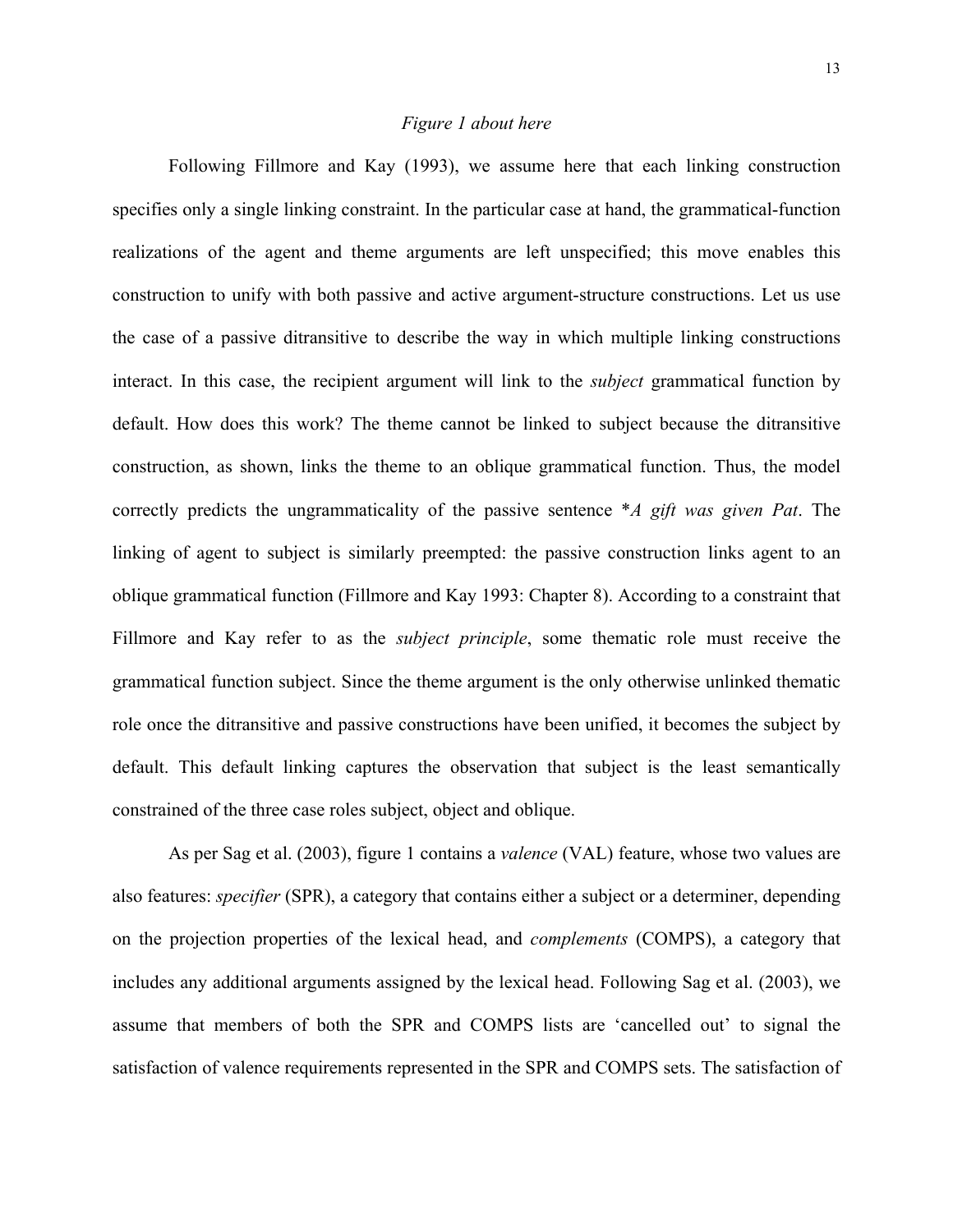*Figure 1 about here*

Following Fillmore and Kay (1993), we assume here that each linking construction specifies only a single linking constraint. In the particular case at hand, the grammatical-function realizations of the agent and theme arguments are left unspecified; this move enables this construction to unify with both passive and active argument-structure constructions. Let us use the case of a passive ditransitive to describe the way in which multiple linking constructions interact. In this case, the recipient argument will link to the *subject* grammatical function by default. How does this work? The theme cannot be linked to subject because the ditransitive construction, as shown, links the theme to an oblique grammatical function. Thus, the model correctly predicts the ungrammaticality of the passive sentence **A gift was given Pat*. The linking of agent to subject is similarly preempted: the passive construction links agent to an oblique grammatical function (Fillmore and Kay 1993: Chapter 8). According to a constraint that Fillmore and Kay refer to as the *subject principle*, some thematic role must receive the grammatical function subject. Since the theme argument is the only otherwise unlinked thematic role once the ditransitive and passive constructions have been unified, it becomes the subject by default. This default linking captures the observation that subject is the least semantically constrained of the three case roles subject, object and oblique.

As per Sag et al. (2003), figure 1 contains a *valence* (VAL) feature, whose two values are also features: *specifier* (SPR), a category that contains either a subject or a determiner, depending on the projection properties of the lexical head, and *complements* (COMPS), a category that includes any additional arguments assigned by the lexical head. Following Sag et al. (2003), we assume that members of both the SPR and COMPS lists are 'cancelled out' to signal the satisfaction of valence requirements represented in the SPR and COMPS sets. The satisfaction of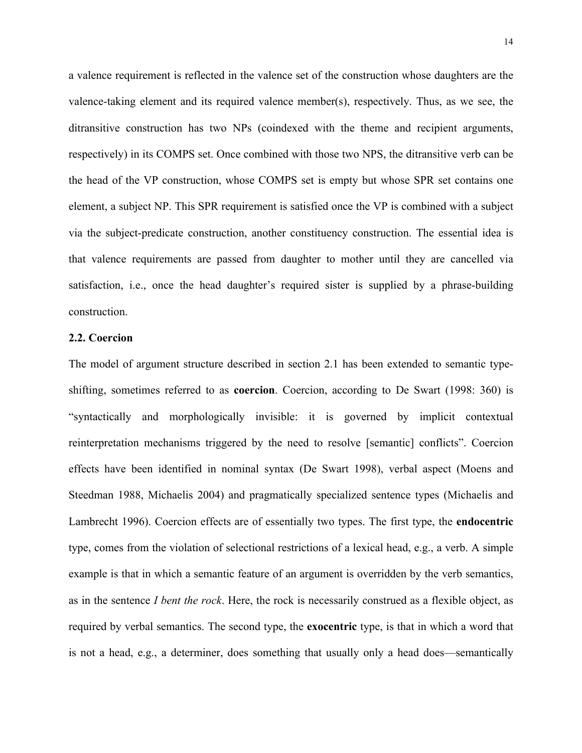a valence requirement is reflected in the valence set of the construction whose daughters are the valence-taking element and its required valence member(s), respectively. Thus, as we see, the ditransitive construction has two NPs (coindexed with the theme and recipient arguments, respectively) in its COMPS set. Once combined with those two NPS, the ditransitive verb can be the head of the VP construction, whose COMPS set is empty but whose SPR set contains one element, a subject NP. This SPR requirement is satisfied once the VP is combined with a subject via the subject-predicate construction, another constituency construction. The essential idea is that valence requirements are passed from daughter to mother until they are cancelled via satisfaction, i.e., once the head daughter's required sister is supplied by a phrase-building construction.

### 2.2. Coercion

The model of argument structure described in section 2.1 has been extended to semantic type-shifting, sometimes referred to as **coercion**. Coercion, according to De Swart (1998: 360) is "syntactically and morphologically invisible: it is governed by implicit contextual reinterpretation mechanisms triggered by the need to resolve [semantic] conflicts". Coercion effects have been identified in nominal syntax (De Swart 1998), verbal aspect (Moens and Steedman 1988, Michaelis 2004) and pragmatically specialized sentence types (Michaelis and Lambrecht 1996). Coercion effects are of essentially two types. The first type, the **endocentric** type, comes from the violation of selectional restrictions of a lexical head, e.g., a verb. A simple example is that in which a semantic feature of an argument is overridden by the verb semantics, as in the sentence *I bent the rock*. Here, the rock is necessarily construed as a flexible object, as required by verbal semantics. The second type, the **exocentric** type, is that in which a word that is not a head, e.g., a determiner, does something that usually only a head does—semantically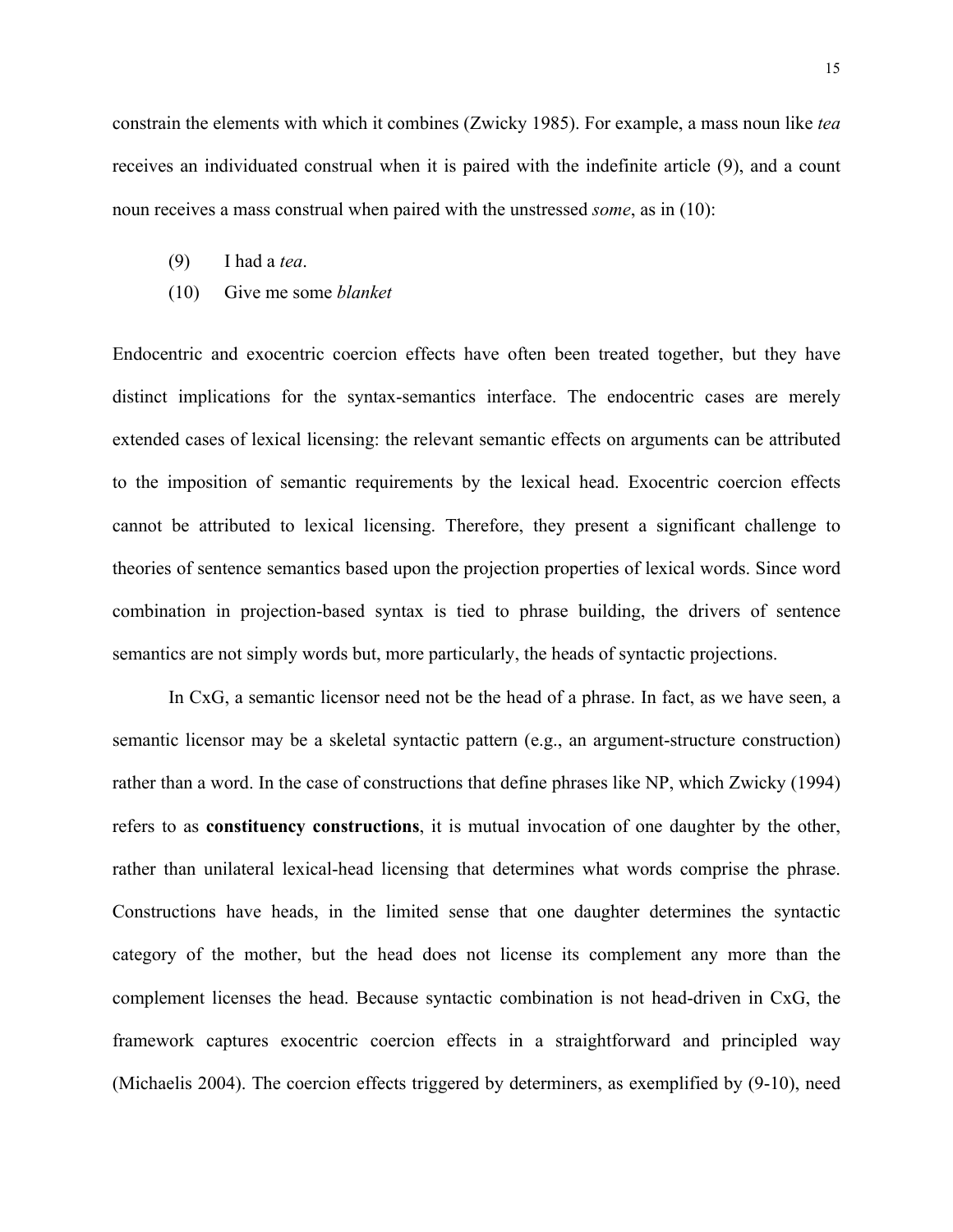constrain the elements with which it combines (Zwicky 1985). For example, a mass noun like *tea* receives an individuated construal when it is paired with the indefinite article (9), and a count noun receives a mass construal when paired with the unstressed *some*, as in (10):

(9) I had a *tea*.

(10) Give me some *blanket*

Endocentric and exocentric coercion effects have often been treated together, but they have distinct implications for the syntax-semantics interface. The endocentric cases are merely extended cases of lexical licensing: the relevant semantic effects on arguments can be attributed to the imposition of semantic requirements by the lexical head. Exocentric coercion effects cannot be attributed to lexical licensing. Therefore, they present a significant challenge to theories of sentence semantics based upon the projection properties of lexical words. Since word combination in projection-based syntax is tied to phrase building, the drivers of sentence semantics are not simply words but, more particularly, the heads of syntactic projections.

In CxG, a semantic licensor need not be the head of a phrase. In fact, as we have seen, a semantic licensor may be a skeletal syntactic pattern (e.g., an argument-structure construction) rather than a word. In the case of constructions that define phrases like NP, which Zwicky (1994) refers to as **constituency constructions**, it is mutual invocation of one daughter by the other, rather than unilateral lexical-head licensing that determines what words comprise the phrase. Constructions have heads, in the limited sense that one daughter determines the syntactic category of the mother, but the head does not license its complement any more than the complement licenses the head. Because syntactic combination is not head-driven in CxG, the framework captures exocentric coercion effects in a straightforward and principled way (Michaelis 2004). The coercion effects triggered by determiners, as exemplified by (9-10), need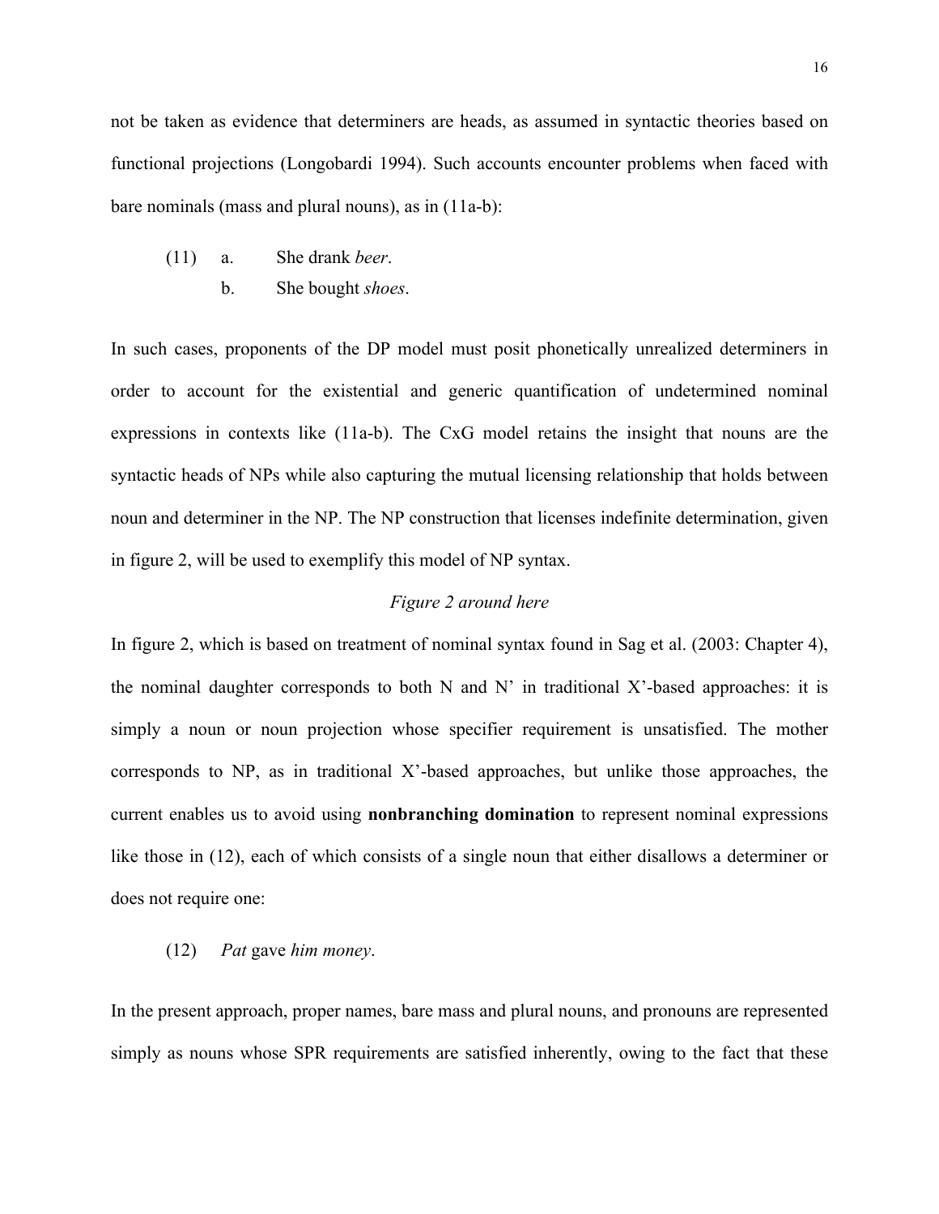not be taken as evidence that determiners are heads, as assumed in syntactic theories based on functional projections (Longobardi 1994). Such accounts encounter problems when faced with bare nominals (mass and plural nouns), as in (11a-b):

(11) a. She drank *beer*.
  b. She bought *shoes*.

In such cases, proponents of the DP model must posit phonetically unrealized determiners in order to account for the existential and generic quantification of undetermined nominal expressions in contexts like (11a-b). The CxG model retains the insight that nouns are the syntactic heads of NPs while also capturing the mutual licensing relationship that holds between noun and determiner in the NP. The NP construction that licenses indefinite determination, given in figure 2, will be used to exemplify this model of NP syntax.

*Figure 2 around here*

In figure 2, which is based on treatment of nominal syntax found in Sag et al. (2003: Chapter 4), the nominal daughter corresponds to both N and N' in traditional X'-based approaches: it is simply a noun or noun projection whose specifier requirement is unsatisfied. The mother corresponds to NP, as in traditional X'-based approaches, but unlike those approaches, the current enables us to avoid using **nonbranching domination** to represent nominal expressions like those in (12), each of which consists of a single noun that either disallows a determiner or does not require one:

(12) *Pat* gave *him money*.

In the present approach, proper names, bare mass and plural nouns, and pronouns are represented simply as nouns whose SPR requirements are satisfied inherently, owing to the fact that these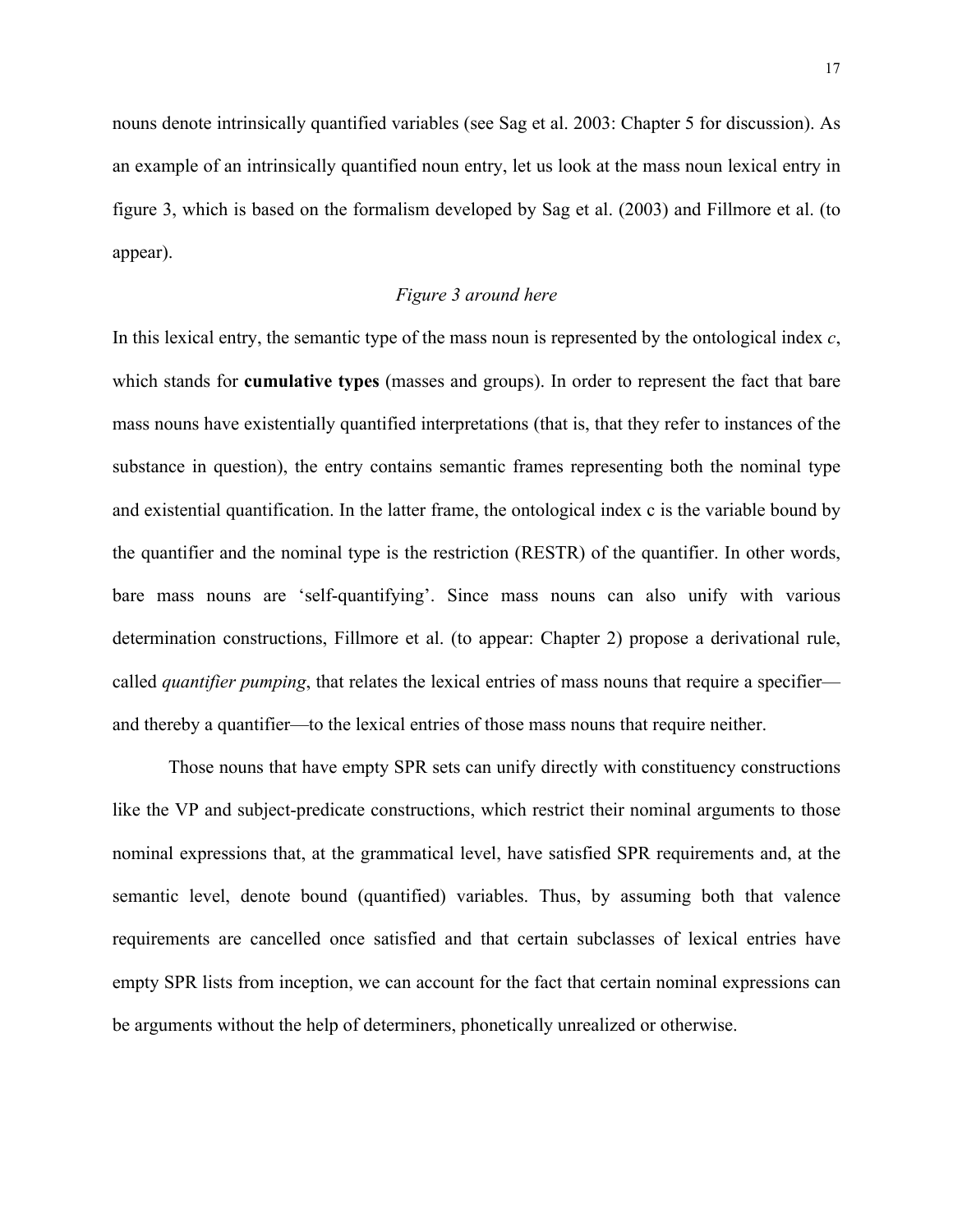nouns denote intrinsically quantified variables (see Sag et al. 2003: Chapter 5 for discussion). As an example of an intrinsically quantified noun entry, let us look at the mass noun lexical entry in figure 3, which is based on the formalism developed by Sag et al. (2003) and Fillmore et al. (to appear).

*Figure 3 around here*

In this lexical entry, the semantic type of the mass noun is represented by the ontological index *c*, which stands for **cumulative types** (masses and groups). In order to represent the fact that bare mass nouns have existentially quantified interpretations (that is, that they refer to instances of the substance in question), the entry contains semantic frames representing both the nominal type and existential quantification. In the latter frame, the ontological index c is the variable bound by the quantifier and the nominal type is the restriction (RESTR) of the quantifier. In other words, bare mass nouns are 'self-quantifying'. Since mass nouns can also unify with various determination constructions, Fillmore et al. (to appear: Chapter 2) propose a derivational rule, called *quantifier pumping*, that relates the lexical entries of mass nouns that require a specifier—and thereby a quantifier—to the lexical entries of those mass nouns that require neither.

Those nouns that have empty SPR sets can unify directly with constituency constructions like the VP and subject-predicate constructions, which restrict their nominal arguments to those nominal expressions that, at the grammatical level, have satisfied SPR requirements and, at the semantic level, denote bound (quantified) variables. Thus, by assuming both that valence requirements are cancelled once satisfied and that certain subclasses of lexical entries have empty SPR lists from inception, we can account for the fact that certain nominal expressions can be arguments without the help of determiners, phonetically unrealized or otherwise.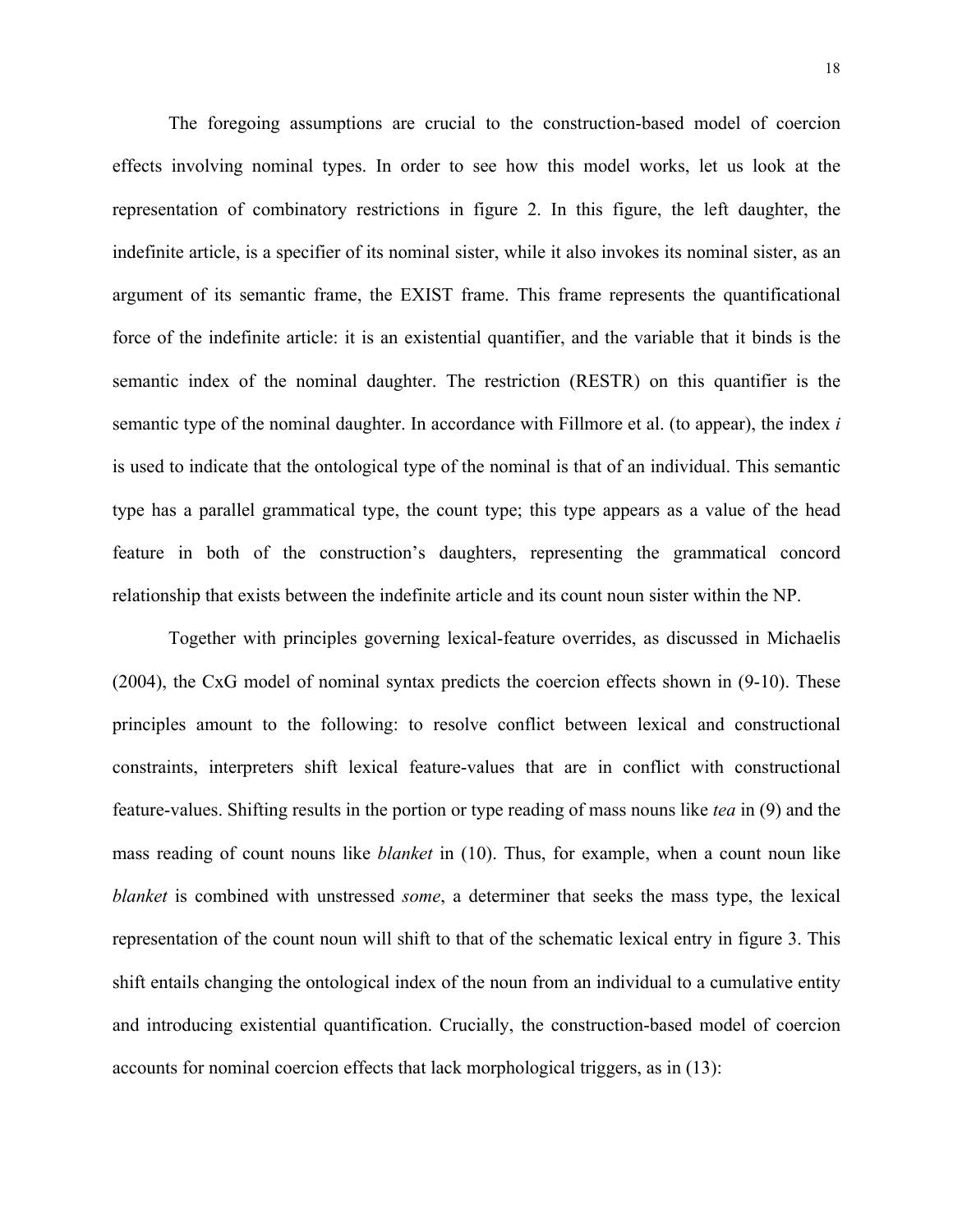The foregoing assumptions are crucial to the construction-based model of coercion effects involving nominal types. In order to see how this model works, let us look at the representation of combinatory restrictions in figure 2. In this figure, the left daughter, the indefinite article, is a specifier of its nominal sister, while it also invokes its nominal sister, as an argument of its semantic frame, the EXIST frame. This frame represents the quantificational force of the indefinite article: it is an existential quantifier, and the variable that it binds is the semantic index of the nominal daughter. The restriction (RESTR) on this quantifier is the semantic type of the nominal daughter. In accordance with Fillmore et al. (to appear), the index *i* is used to indicate that the ontological type of the nominal is that of an individual. This semantic type has a parallel grammatical type, the count type; this type appears as a value of the head feature in both of the construction's daughters, representing the grammatical concord relationship that exists between the indefinite article and its count noun sister within the NP.

Together with principles governing lexical-feature overrides, as discussed in Michaelis (2004), the CxG model of nominal syntax predicts the coercion effects shown in (9-10). These principles amount to the following: to resolve conflict between lexical and constructional constraints, interpreters shift lexical feature-values that are in conflict with constructional feature-values. Shifting results in the portion or type reading of mass nouns like *tea* in (9) and the mass reading of count nouns like *blanket* in (10). Thus, for example, when a count noun like *blanket* is combined with unstressed *some*, a determiner that seeks the mass type, the lexical representation of the count noun will shift to that of the schematic lexical entry in figure 3. This shift entails changing the ontological index of the noun from an individual to a cumulative entity and introducing existential quantification. Crucially, the construction-based model of coercion accounts for nominal coercion effects that lack morphological triggers, as in (13):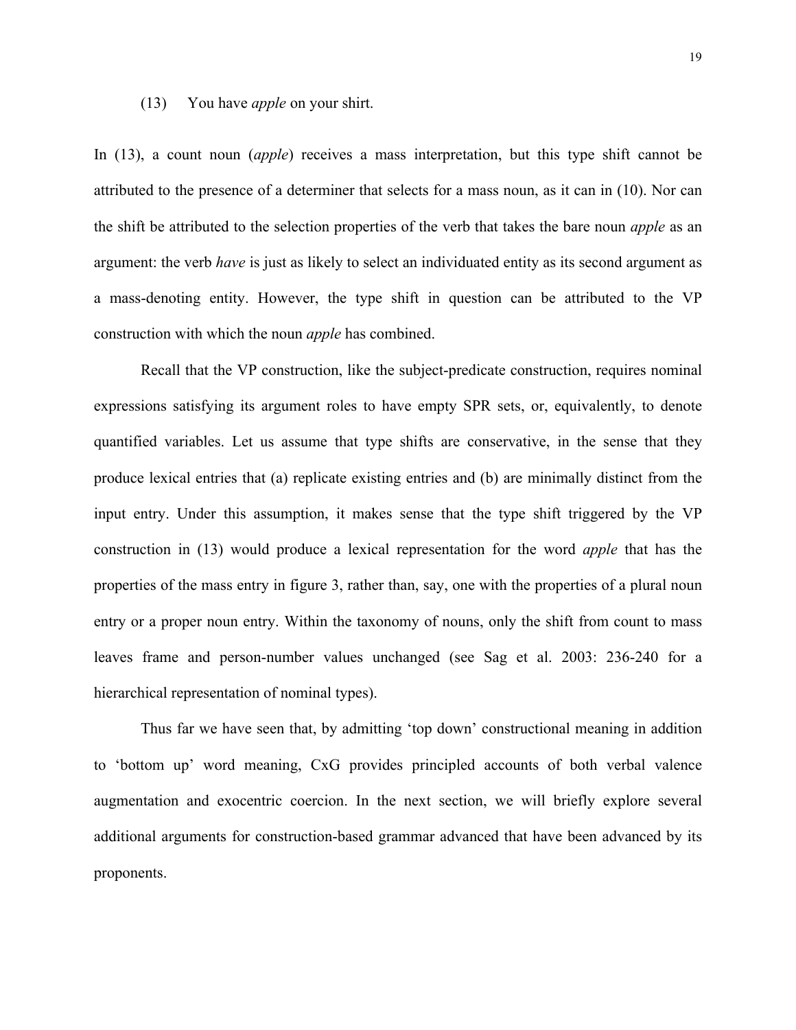(13) You have *apple* on your shirt.

In (13), a count noun (*apple*) receives a mass interpretation, but this type shift cannot be attributed to the presence of a determiner that selects for a mass noun, as it can in (10). Nor can the shift be attributed to the selection properties of the verb that takes the bare noun *apple* as an argument: the verb *have* is just as likely to select an individuated entity as its second argument as a mass-denoting entity. However, the type shift in question can be attributed to the VP construction with which the noun *apple* has combined.

Recall that the VP construction, like the subject-predicate construction, requires nominal expressions satisfying its argument roles to have empty SPR sets, or, equivalently, to denote quantified variables. Let us assume that type shifts are conservative, in the sense that they produce lexical entries that (a) replicate existing entries and (b) are minimally distinct from the input entry. Under this assumption, it makes sense that the type shift triggered by the VP construction in (13) would produce a lexical representation for the word *apple* that has the properties of the mass entry in figure 3, rather than, say, one with the properties of a plural noun entry or a proper noun entry. Within the taxonomy of nouns, only the shift from count to mass leaves frame and person-number values unchanged (see Sag et al. 2003: 236-240 for a hierarchical representation of nominal types).

Thus far we have seen that, by admitting 'top down' constructional meaning in addition to 'bottom up' word meaning, CxG provides principled accounts of both verbal valence augmentation and exocentric coercion. In the next section, we will briefly explore several additional arguments for construction-based grammar advanced that have been advanced by its proponents.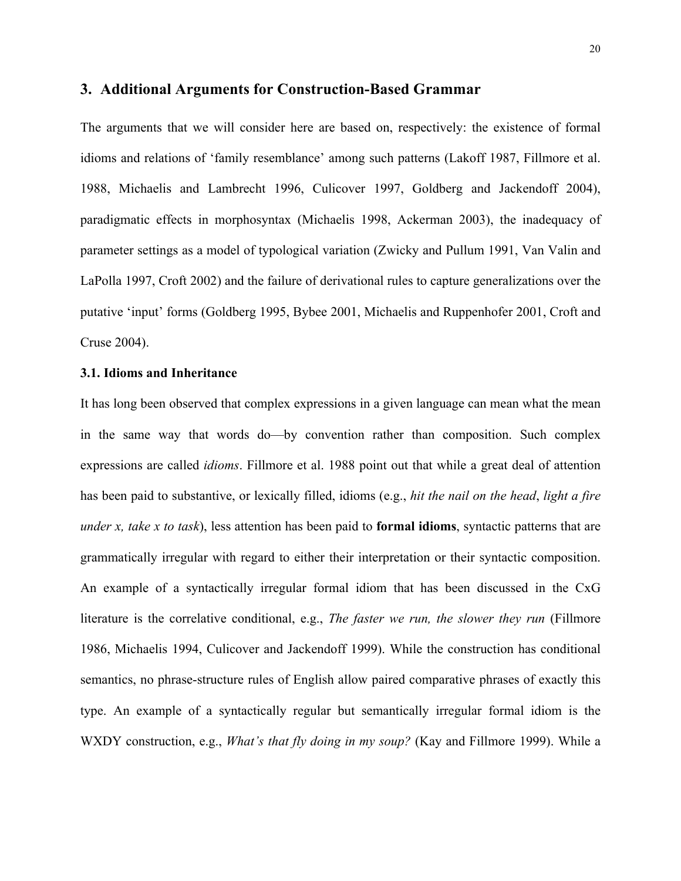## 3. Additional Arguments for Construction-Based Grammar

The arguments that we will consider here are based on, respectively: the existence of formal idioms and relations of 'family resemblance' among such patterns (Lakoff 1987, Fillmore et al. 1988, Michaelis and Lambrecht 1996, Culicover 1997, Goldberg and Jackendoff 2004), paradigmatic effects in morphosyntax (Michaelis 1998, Ackerman 2003), the inadequacy of parameter settings as a model of typological variation (Zwicky and Pullum 1991, Van Valin and LaPolla 1997, Croft 2002) and the failure of derivational rules to capture generalizations over the putative 'input' forms (Goldberg 1995, Bybee 2001, Michaelis and Ruppenhofer 2001, Croft and Cruse 2004).

### 3.1. Idioms and Inheritance

It has long been observed that complex expressions in a given language can mean what the mean in the same way that words do—by convention rather than composition. Such complex expressions are called *idioms*. Fillmore et al. 1988 point out that while a great deal of attention has been paid to substantive, or lexically filled, idioms (e.g., *hit the nail on the head*, *light a fire under x, take x to task*), less attention has been paid to **formal idioms**, syntactic patterns that are grammatically irregular with regard to either their interpretation or their syntactic composition. An example of a syntactically irregular formal idiom that has been discussed in the CxG literature is the correlative conditional, e.g., *The faster we run, the slower they run* (Fillmore 1986, Michaelis 1994, Culicover and Jackendoff 1999). While the construction has conditional semantics, no phrase-structure rules of English allow paired comparative phrases of exactly this type. An example of a syntactically regular but semantically irregular formal idiom is the WXDY construction, e.g., *What's that fly doing in my soup?* (Kay and Fillmore 1999). While a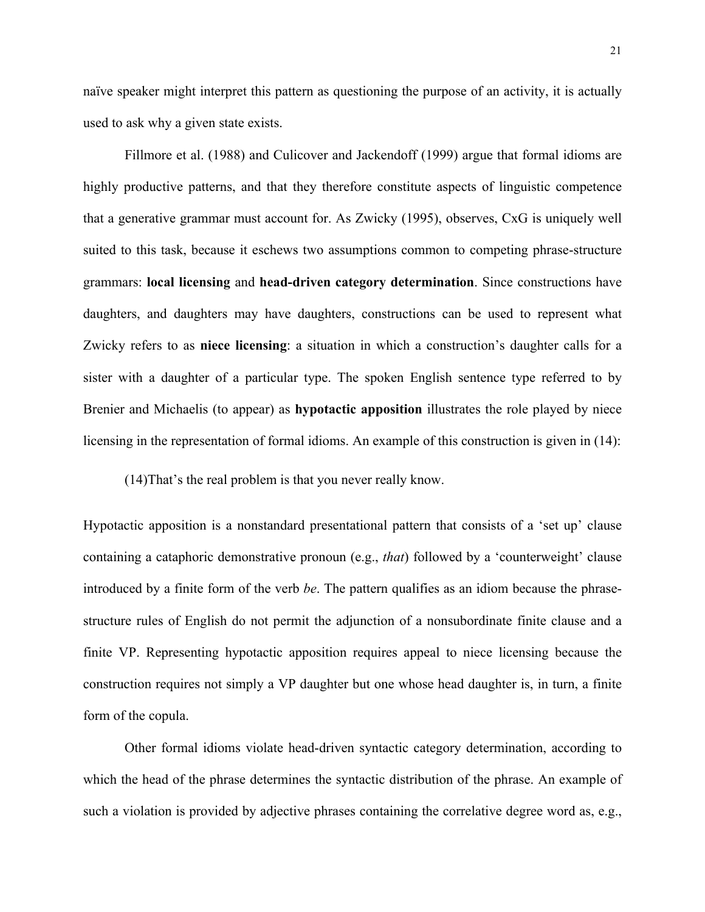naïve speaker might interpret this pattern as questioning the purpose of an activity, it is actually used to ask why a given state exists.

Fillmore et al. (1988) and Culicover and Jackendoff (1999) argue that formal idioms are highly productive patterns, and that they therefore constitute aspects of linguistic competence that a generative grammar must account for. As Zwicky (1995), observes, CxG is uniquely well suited to this task, because it eschews two assumptions common to competing phrase-structure grammars: **local licensing** and **head-driven category determination**. Since constructions have daughters, and daughters may have daughters, constructions can be used to represent what Zwicky refers to as **niece licensing**: a situation in which a construction's daughter calls for a sister with a daughter of a particular type. The spoken English sentence type referred to by Brenier and Michaelis (to appear) as **hypotactic apposition** illustrates the role played by niece licensing in the representation of formal idioms. An example of this construction is given in (14):

(14)That's the real problem is that you never really know.

Hypotactic apposition is a nonstandard presentational pattern that consists of a 'set up' clause containing a cataphoric demonstrative pronoun (e.g., *that*) followed by a 'counterweight' clause introduced by a finite form of the verb *be*. The pattern qualifies as an idiom because the phrase-structure rules of English do not permit the adjunction of a nonsubordinate finite clause and a finite VP. Representing hypotactic apposition requires appeal to niece licensing because the construction requires not simply a VP daughter but one whose head daughter is, in turn, a finite form of the copula.

Other formal idioms violate head-driven syntactic category determination, according to which the head of the phrase determines the syntactic distribution of the phrase. An example of such a violation is provided by adjective phrases containing the correlative degree word as, e.g.,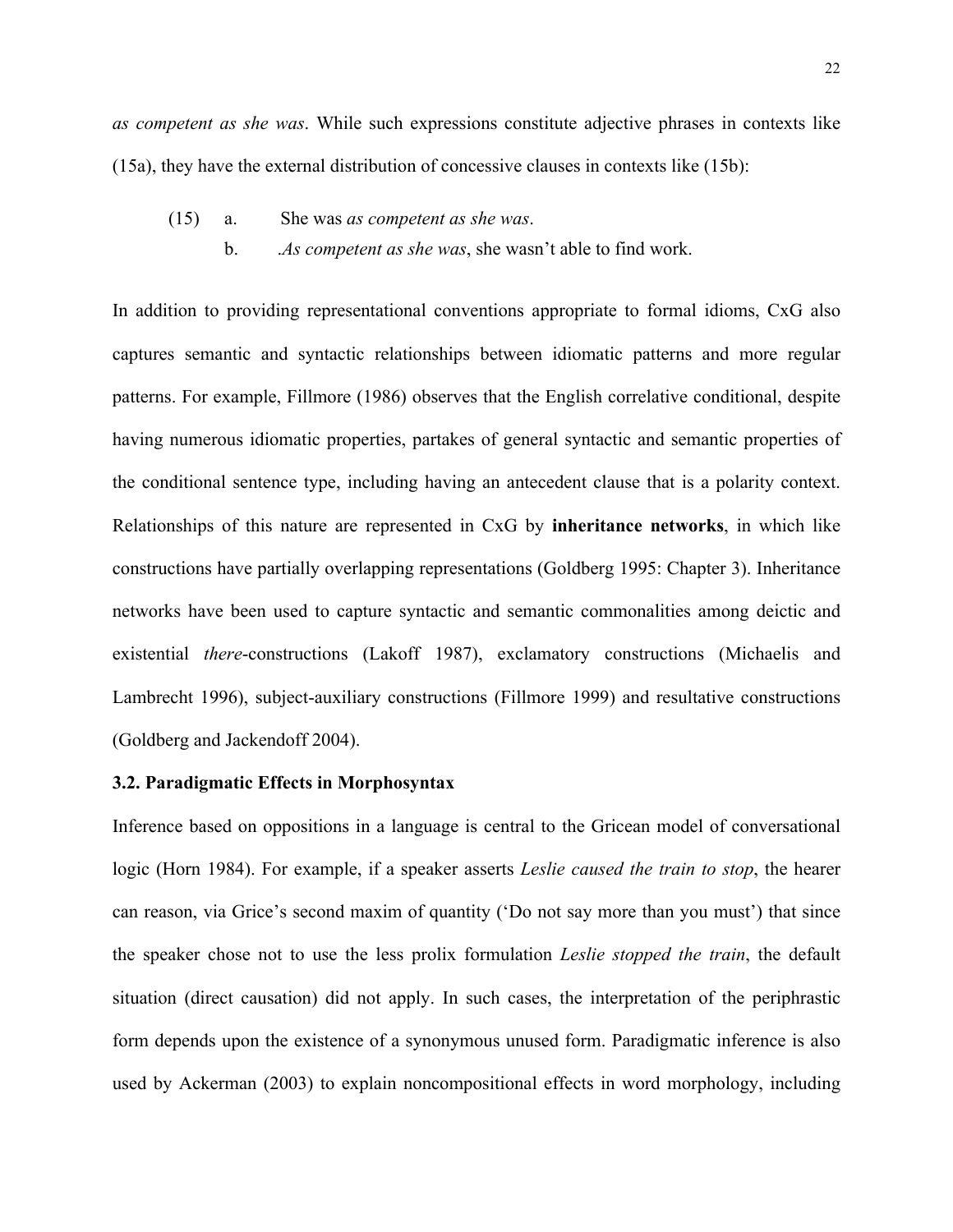*as competent as she was*. While such expressions constitute adjective phrases in contexts like (15a), they have the external distribution of concessive clauses in contexts like (15b):

(15) a. She was *as competent as she was*.
     b. .*As competent as she was*, she wasn't able to find work.

In addition to providing representational conventions appropriate to formal idioms, CxG also captures semantic and syntactic relationships between idiomatic patterns and more regular patterns. For example, Fillmore (1986) observes that the English correlative conditional, despite having numerous idiomatic properties, partakes of general syntactic and semantic properties of the conditional sentence type, including having an antecedent clause that is a polarity context. Relationships of this nature are represented in CxG by **inheritance networks**, in which like constructions have partially overlapping representations (Goldberg 1995: Chapter 3). Inheritance networks have been used to capture syntactic and semantic commonalities among deictic and existential *there*-constructions (Lakoff 1987), exclamatory constructions (Michaelis and Lambrecht 1996), subject-auxiliary constructions (Fillmore 1999) and resultative constructions (Goldberg and Jackendoff 2004).

### 3.2. Paradigmatic Effects in Morphosyntax

Inference based on oppositions in a language is central to the Gricean model of conversational logic (Horn 1984). For example, if a speaker asserts *Leslie caused the train to stop*, the hearer can reason, via Grice's second maxim of quantity ('Do not say more than you must') that since the speaker chose not to use the less prolix formulation *Leslie stopped the train*, the default situation (direct causation) did not apply. In such cases, the interpretation of the periphrastic form depends upon the existence of a synonymous unused form. Paradigmatic inference is also used by Ackerman (2003) to explain noncompositional effects in word morphology, including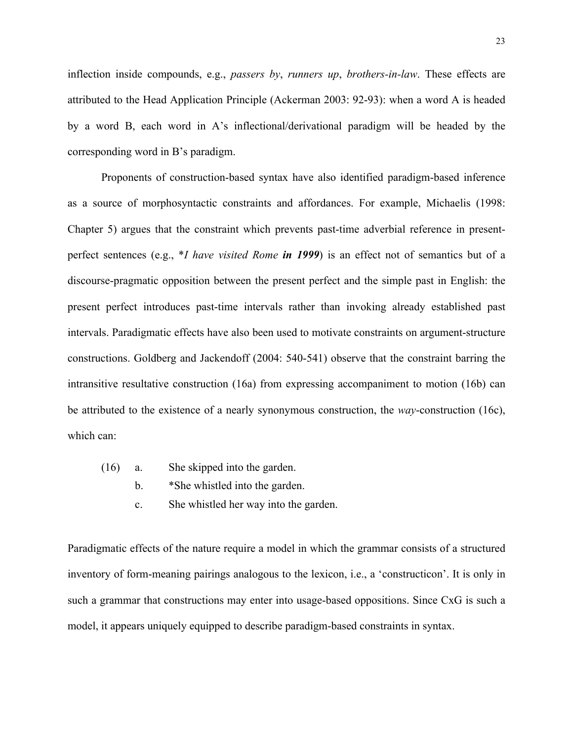inflection inside compounds, e.g., *passers by*, *runners up*, *brothers-in-law*. These effects are attributed to the Head Application Principle (Ackerman 2003: 92-93): when a word A is headed by a word B, each word in A's inflectional/derivational paradigm will be headed by the corresponding word in B's paradigm.

Proponents of construction-based syntax have also identified paradigm-based inference as a source of morphosyntactic constraints and affordances. For example, Michaelis (1998: Chapter 5) argues that the constraint which prevents past-time adverbial reference in present-perfect sentences (e.g., \**I have visited Rome* ***in 1999***) is an effect not of semantics but of a discourse-pragmatic opposition between the present perfect and the simple past in English: the present perfect introduces past-time intervals rather than invoking already established past intervals. Paradigmatic effects have also been used to motivate constraints on argument-structure constructions. Goldberg and Jackendoff (2004: 540-541) observe that the constraint barring the intransitive resultative construction (16a) from expressing accompaniment to motion (16b) can be attributed to the existence of a nearly synonymous construction, the *way*-construction (16c), which can:

(16) a. She skipped into the garden.
     b. *She whistled into the garden.
     c. She whistled her way into the garden.

Paradigmatic effects of the nature require a model in which the grammar consists of a structured inventory of form-meaning pairings analogous to the lexicon, i.e., a 'constructicon'. It is only in such a grammar that constructions may enter into usage-based oppositions. Since CxG is such a model, it appears uniquely equipped to describe paradigm-based constraints in syntax.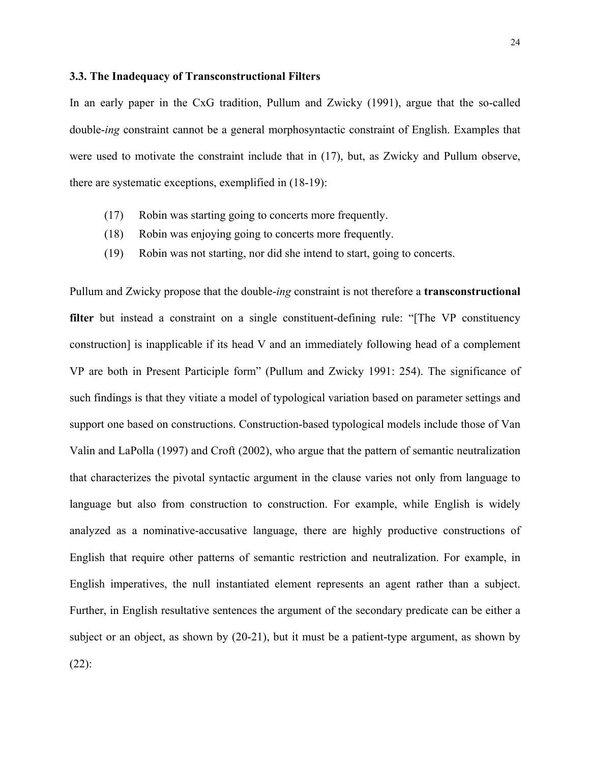### 3.3. The Inadequacy of Transconstructional Filters

In an early paper in the CxG tradition, Pullum and Zwicky (1991), argue that the so-called double-*ing* constraint cannot be a general morphosyntactic constraint of English. Examples that were used to motivate the constraint include that in (17), but, as Zwicky and Pullum observe, there are systematic exceptions, exemplified in (18-19):

(17) Robin was starting going to concerts more frequently.
(18) Robin was enjoying going to concerts more frequently.
(19) Robin was not starting, nor did she intend to start, going to concerts.

Pullum and Zwicky propose that the double-*ing* constraint is not therefore a **transconstructional filter** but instead a constraint on a single constituent-defining rule: "[The VP constituency construction] is inapplicable if its head V and an immediately following head of a complement VP are both in Present Participle form" (Pullum and Zwicky 1991: 254). The significance of such findings is that they vitiate a model of typological variation based on parameter settings and support one based on constructions. Construction-based typological models include those of Van Valin and LaPolla (1997) and Croft (2002), who argue that the pattern of semantic neutralization that characterizes the pivotal syntactic argument in the clause varies not only from language to language but also from construction to construction. For example, while English is widely analyzed as a nominative-accusative language, there are highly productive constructions of English that require other patterns of semantic restriction and neutralization. For example, in English imperatives, the null instantiated element represents an agent rather than a subject. Further, in English resultative sentences the argument of the secondary predicate can be either a subject or an object, as shown by (20-21), but it must be a patient-type argument, as shown by (22):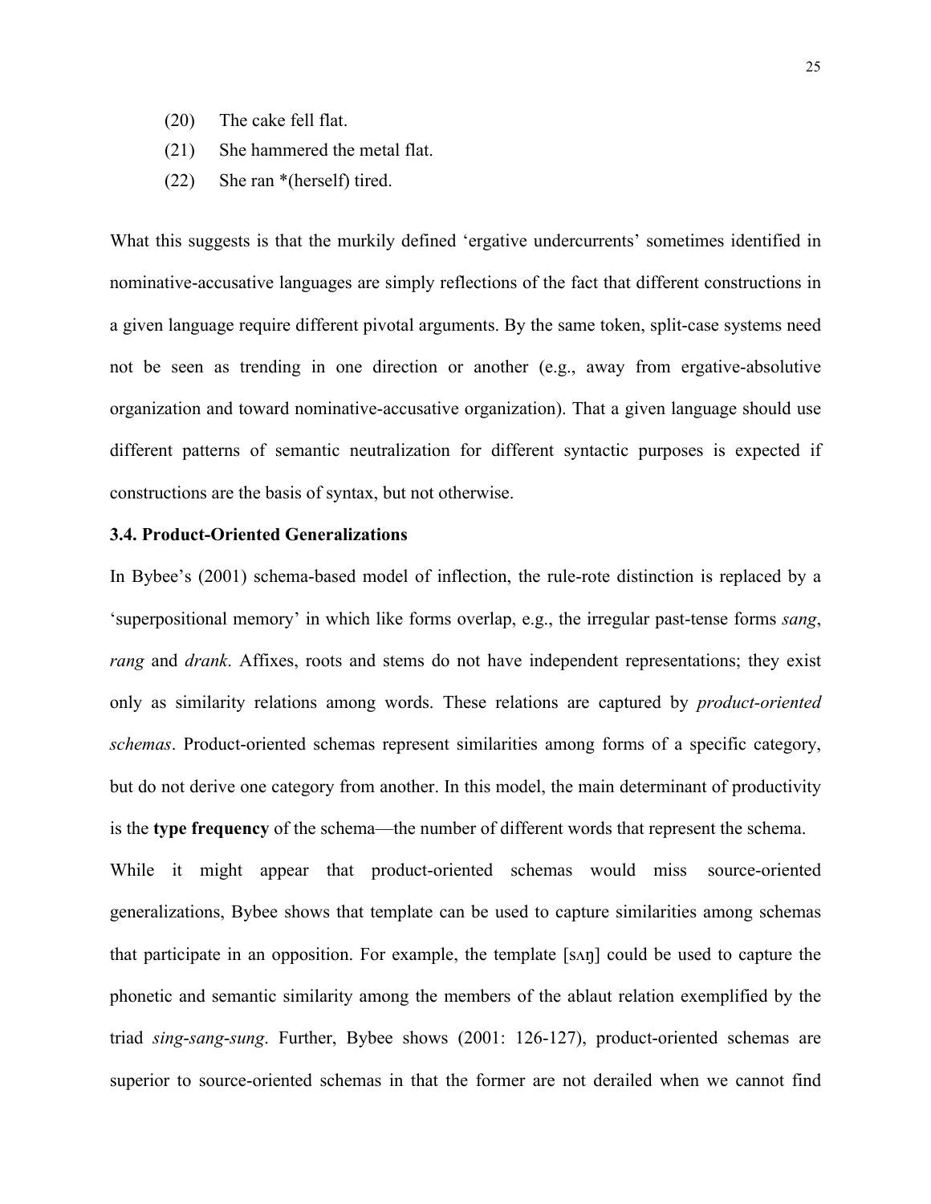(20) The cake fell flat.

(21) She hammered the metal flat.

(22) She ran *(herself) tired.

What this suggests is that the murkily defined 'ergative undercurrents' sometimes identified in nominative-accusative languages are simply reflections of the fact that different constructions in a given language require different pivotal arguments. By the same token, split-case systems need not be seen as trending in one direction or another (e.g., away from ergative-absolutive organization and toward nominative-accusative organization). That a given language should use different patterns of semantic neutralization for different syntactic purposes is expected if constructions are the basis of syntax, but not otherwise.

### 3.4. Product-Oriented Generalizations

In Bybee's (2001) schema-based model of inflection, the rule-rote distinction is replaced by a 'superpositional memory' in which like forms overlap, e.g., the irregular past-tense forms *sang*, *rang* and *drank*. Affixes, roots and stems do not have independent representations; they exist only as similarity relations among words. These relations are captured by *product-oriented schemas*. Product-oriented schemas represent similarities among forms of a specific category, but do not derive one category from another. In this model, the main determinant of productivity is the **type frequency** of the schema—the number of different words that represent the schema.

While it might appear that product-oriented schemas would miss source-oriented generalizations, Bybee shows that template can be used to capture similarities among schemas that participate in an opposition. For example, the template [sʌŋ] could be used to capture the phonetic and semantic similarity among the members of the ablaut relation exemplified by the triad *sing*-*sang*-*sung*. Further, Bybee shows (2001: 126-127), product-oriented schemas are superior to source-oriented schemas in that the former are not derailed when we cannot find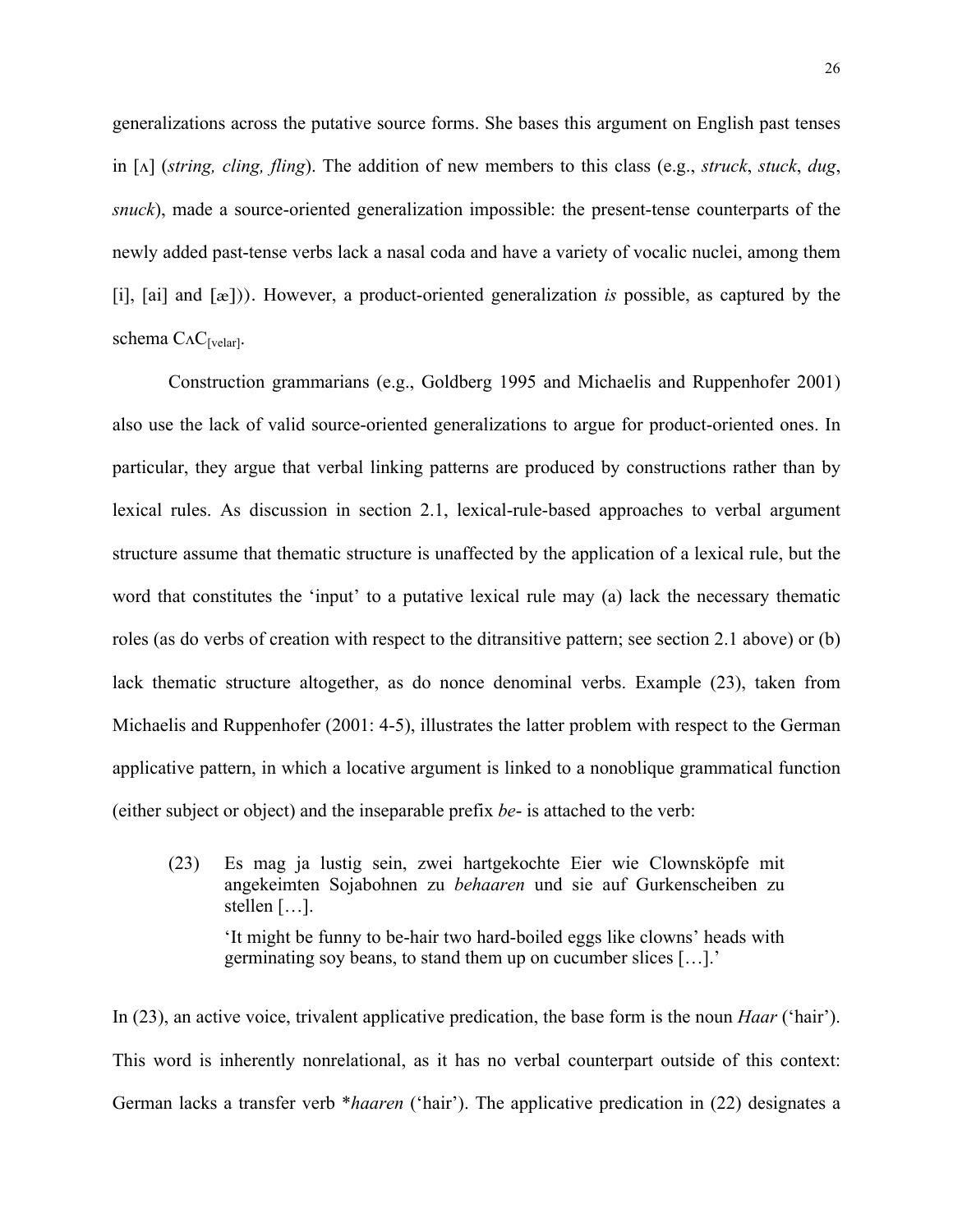generalizations across the putative source forms. She bases this argument on English past tenses in [ʌ] (*string, cling, fling*). The addition of new members to this class (e.g., *struck*, *stuck*, *dug*, *snuck*), made a source-oriented generalization impossible: the present-tense counterparts of the newly added past-tense verbs lack a nasal coda and have a variety of vocalic nuclei, among them [i], [ai] and [æ])). However, a product-oriented generalization *is* possible, as captured by the schema CʌC$_{[\text{velar}]}$.

Construction grammarians (e.g., Goldberg 1995 and Michaelis and Ruppenhofer 2001) also use the lack of valid source-oriented generalizations to argue for product-oriented ones. In particular, they argue that verbal linking patterns are produced by constructions rather than by lexical rules. As discussion in section 2.1, lexical-rule-based approaches to verbal argument structure assume that thematic structure is unaffected by the application of a lexical rule, but the word that constitutes the 'input' to a putative lexical rule may (a) lack the necessary thematic roles (as do verbs of creation with respect to the ditransitive pattern; see section 2.1 above) or (b) lack thematic structure altogether, as do nonce denominal verbs. Example (23), taken from Michaelis and Ruppenhofer (2001: 4-5), illustrates the latter problem with respect to the German applicative pattern, in which a locative argument is linked to a nonoblique grammatical function (either subject or object) and the inseparable prefix *be-* is attached to the verb:

(23) Es mag ja lustig sein, zwei hartgekochte Eier wie Clownsköpfe mit angekeimten Sojabohnen zu *behaaren* und sie auf Gurkenscheiben zu stellen […].

'It might be funny to be-hair two hard-boiled eggs like clowns' heads with germinating soy beans, to stand them up on cucumber slices […].'

In (23), an active voice, trivalent applicative predication, the base form is the noun *Haar* ('hair'). This word is inherently nonrelational, as it has no verbal counterpart outside of this context: German lacks a transfer verb **haaren* ('hair'). The applicative predication in (22) designates a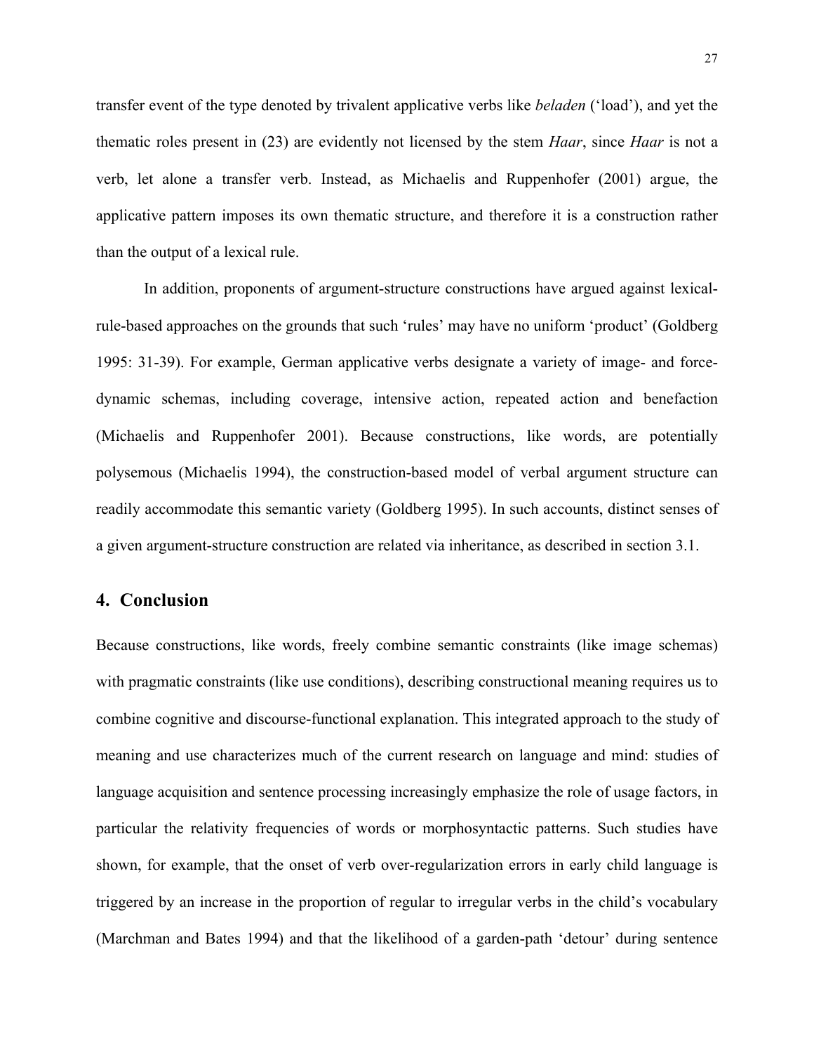transfer event of the type denoted by trivalent applicative verbs like *beladen* ('load'), and yet the thematic roles present in (23) are evidently not licensed by the stem *Haar*, since *Haar* is not a verb, let alone a transfer verb. Instead, as Michaelis and Ruppenhofer (2001) argue, the applicative pattern imposes its own thematic structure, and therefore it is a construction rather than the output of a lexical rule.

In addition, proponents of argument-structure constructions have argued against lexical-rule-based approaches on the grounds that such 'rules' may have no uniform 'product' (Goldberg 1995: 31-39). For example, German applicative verbs designate a variety of image- and force-dynamic schemas, including coverage, intensive action, repeated action and benefaction (Michaelis and Ruppenhofer 2001). Because constructions, like words, are potentially polysemous (Michaelis 1994), the construction-based model of verbal argument structure can readily accommodate this semantic variety (Goldberg 1995). In such accounts, distinct senses of a given argument-structure construction are related via inheritance, as described in section 3.1.

## 4. Conclusion

Because constructions, like words, freely combine semantic constraints (like image schemas) with pragmatic constraints (like use conditions), describing constructional meaning requires us to combine cognitive and discourse-functional explanation. This integrated approach to the study of meaning and use characterizes much of the current research on language and mind: studies of language acquisition and sentence processing increasingly emphasize the role of usage factors, in particular the relativity frequencies of words or morphosyntactic patterns. Such studies have shown, for example, that the onset of verb over-regularization errors in early child language is triggered by an increase in the proportion of regular to irregular verbs in the child's vocabulary (Marchman and Bates 1994) and that the likelihood of a garden-path 'detour' during sentence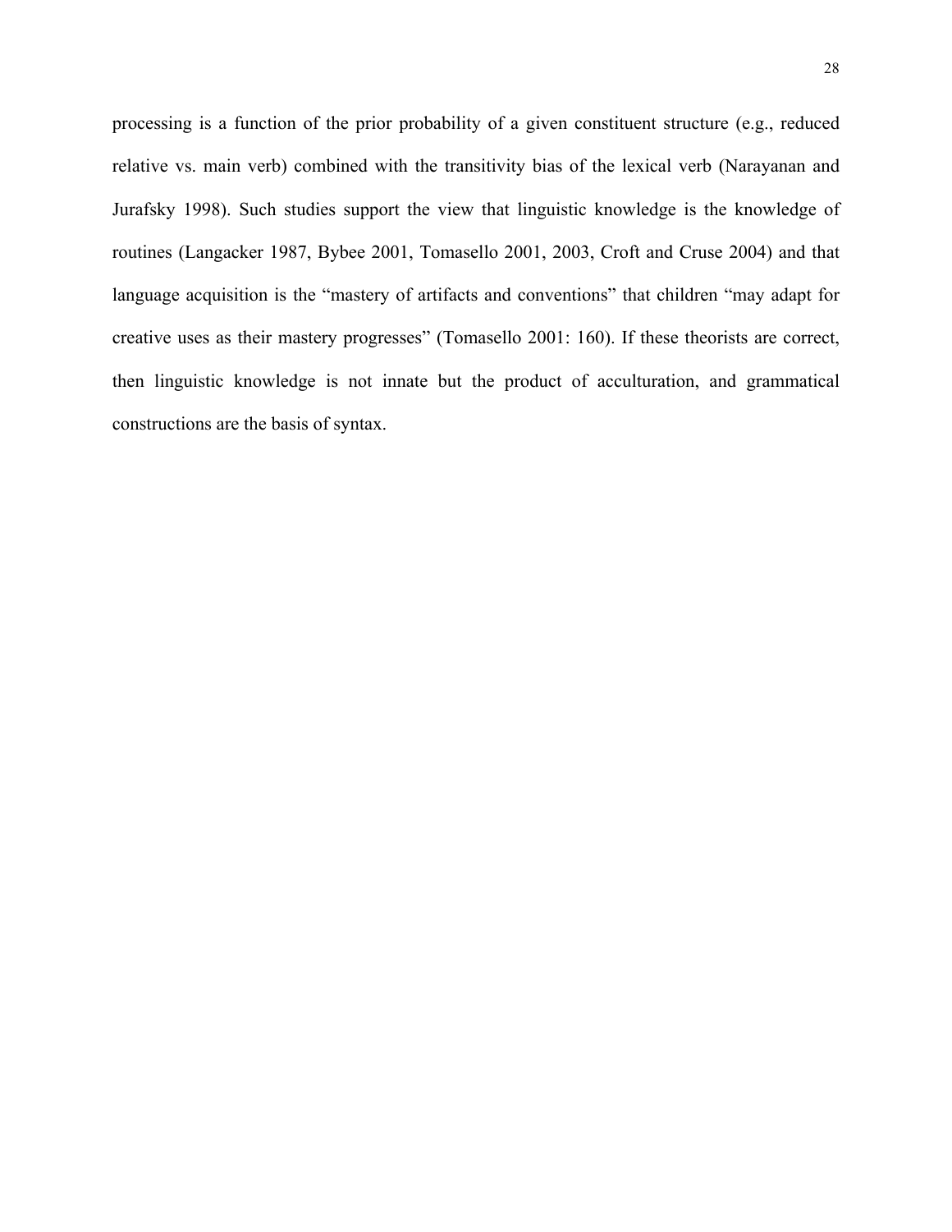processing is a function of the prior probability of a given constituent structure (e.g., reduced relative vs. main verb) combined with the transitivity bias of the lexical verb (Narayanan and Jurafsky 1998). Such studies support the view that linguistic knowledge is the knowledge of routines (Langacker 1987, Bybee 2001, Tomasello 2001, 2003, Croft and Cruse 2004) and that language acquisition is the "mastery of artifacts and conventions" that children "may adapt for creative uses as their mastery progresses" (Tomasello 2001: 160). If these theorists are correct, then linguistic knowledge is not innate but the product of acculturation, and grammatical constructions are the basis of syntax.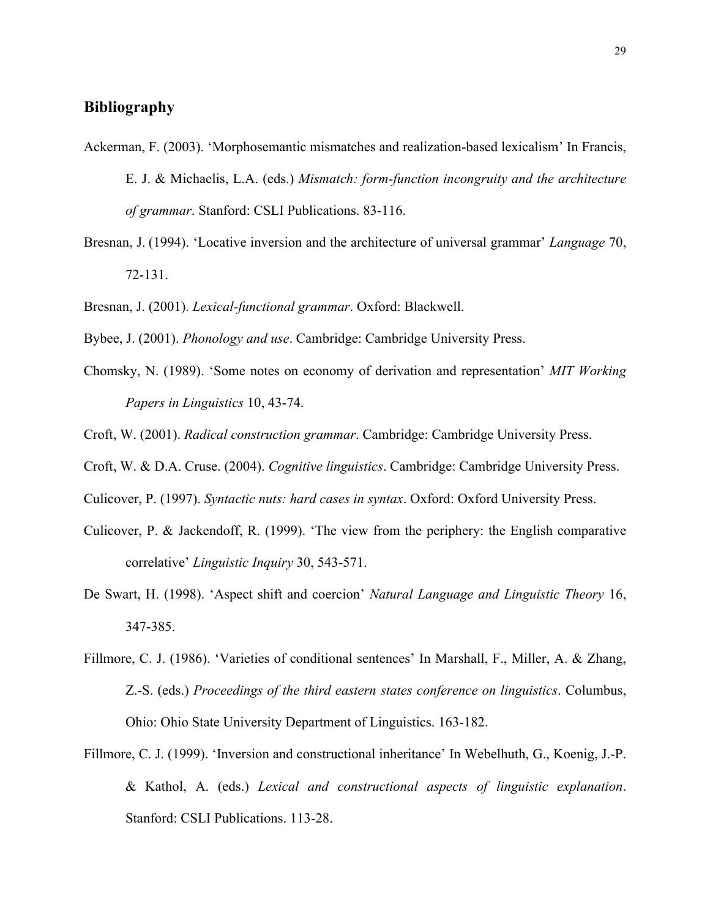## Bibliography

Ackerman, F. (2003). 'Morphosemantic mismatches and realization-based lexicalism' In Francis, E. J. & Michaelis, L.A. (eds.) *Mismatch: form-function incongruity and the architecture of grammar*. Stanford: CSLI Publications. 83-116.

Bresnan, J. (1994). 'Locative inversion and the architecture of universal grammar' *Language* 70, 72-131.

Bresnan, J. (2001). *Lexical-functional grammar*. Oxford: Blackwell.

Bybee, J. (2001). *Phonology and use*. Cambridge: Cambridge University Press.

Chomsky, N. (1989). 'Some notes on economy of derivation and representation' *MIT Working Papers in Linguistics* 10, 43-74.

Croft, W. (2001). *Radical construction grammar*. Cambridge: Cambridge University Press.

Croft, W. & D.A. Cruse. (2004). *Cognitive linguistics*. Cambridge: Cambridge University Press.

Culicover, P. (1997). *Syntactic nuts: hard cases in syntax*. Oxford: Oxford University Press.

Culicover, P. & Jackendoff, R. (1999). 'The view from the periphery: the English comparative correlative' *Linguistic Inquiry* 30, 543-571.

De Swart, H. (1998). 'Aspect shift and coercion' *Natural Language and Linguistic Theory* 16, 347-385.

Fillmore, C. J. (1986). 'Varieties of conditional sentences' In Marshall, F., Miller, A. & Zhang, Z.-S. (eds.) *Proceedings of the third eastern states conference on linguistics*. Columbus, Ohio: Ohio State University Department of Linguistics. 163-182.

Fillmore, C. J. (1999). 'Inversion and constructional inheritance' In Webelhuth, G., Koenig, J.-P. & Kathol, A. (eds.) *Lexical and constructional aspects of linguistic explanation*. Stanford: CSLI Publications. 113-28.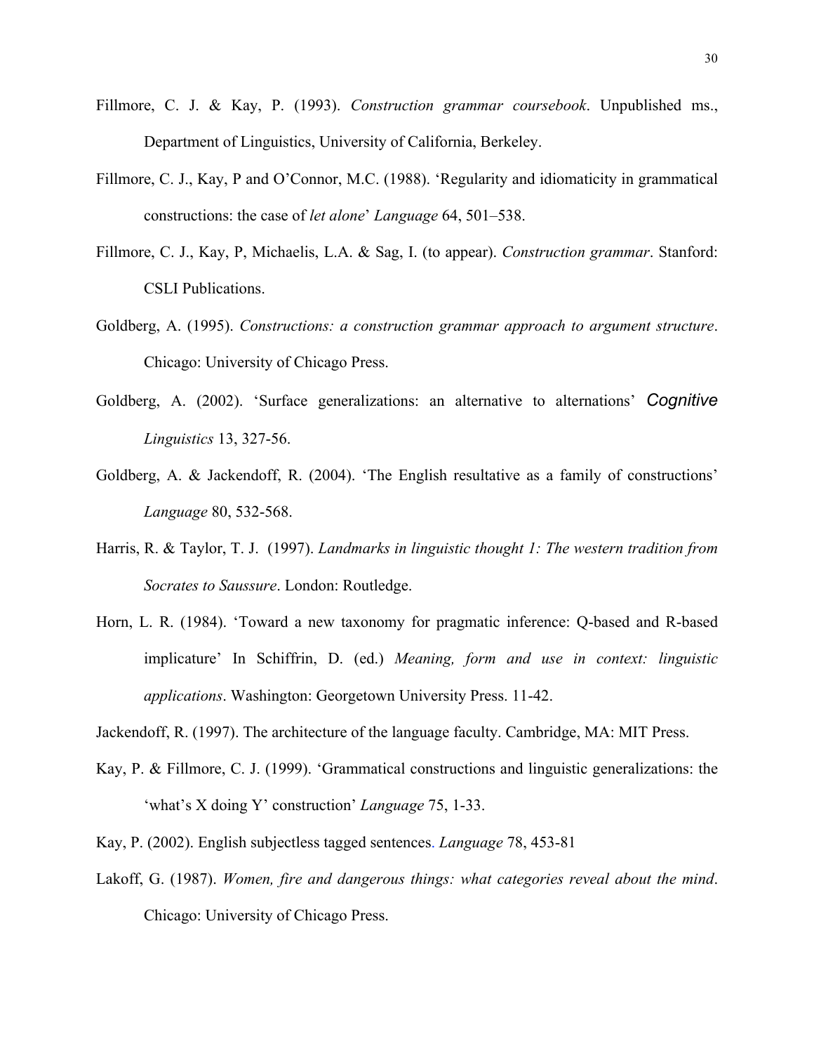Fillmore, C. J. & Kay, P. (1993). *Construction grammar coursebook*. Unpublished ms., Department of Linguistics, University of California, Berkeley.

Fillmore, C. J., Kay, P and O'Connor, M.C. (1988). 'Regularity and idiomaticity in grammatical constructions: the case of *let alone*' *Language* 64, 501–538.

Fillmore, C. J., Kay, P, Michaelis, L.A. & Sag, I. (to appear). *Construction grammar*. Stanford: CSLI Publications.

Goldberg, A. (1995). *Constructions: a construction grammar approach to argument structure*. Chicago: University of Chicago Press.

Goldberg, A. (2002). 'Surface generalizations: an alternative to alternations' *Cognitive Linguistics* 13, 327-56.

Goldberg, A. & Jackendoff, R. (2004). 'The English resultative as a family of constructions' *Language* 80, 532-568.

Harris, R. & Taylor, T. J. (1997). *Landmarks in linguistic thought 1: The western tradition from Socrates to Saussure*. London: Routledge.

Horn, L. R. (1984). 'Toward a new taxonomy for pragmatic inference: Q-based and R-based implicature' In Schiffrin, D. (ed.) *Meaning, form and use in context: linguistic applications*. Washington: Georgetown University Press. 11-42.

Jackendoff, R. (1997). The architecture of the language faculty. Cambridge, MA: MIT Press.

Kay, P. & Fillmore, C. J. (1999). 'Grammatical constructions and linguistic generalizations: the 'what's X doing Y' construction' *Language* 75, 1-33.

Kay, P. (2002). English subjectless tagged sentences. *Language* 78, 453-81

Lakoff, G. (1987). *Women, fire and dangerous things: what categories reveal about the mind*. Chicago: University of Chicago Press.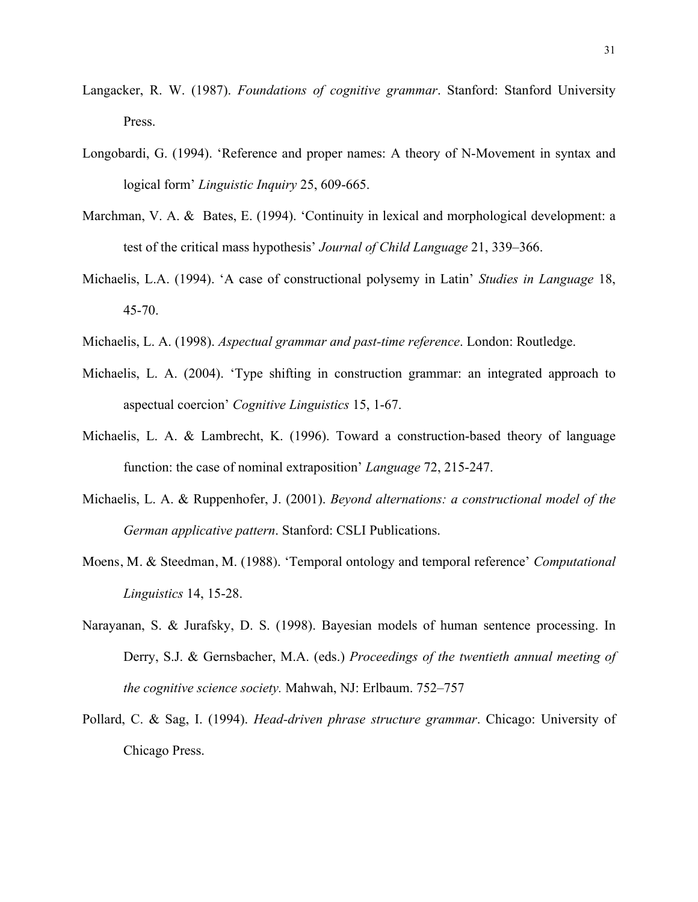Langacker, R. W. (1987). *Foundations of cognitive grammar*. Stanford: Stanford University Press.

Longobardi, G. (1994). 'Reference and proper names: A theory of N-Movement in syntax and logical form' *Linguistic Inquiry* 25, 609-665.

Marchman, V. A. & Bates, E. (1994). 'Continuity in lexical and morphological development: a test of the critical mass hypothesis' *Journal of Child Language* 21, 339–366.

Michaelis, L.A. (1994). 'A case of constructional polysemy in Latin' *Studies in Language* 18, 45-70.

Michaelis, L. A. (1998). *Aspectual grammar and past-time reference*. London: Routledge.

Michaelis, L. A. (2004). 'Type shifting in construction grammar: an integrated approach to aspectual coercion' *Cognitive Linguistics* 15, 1-67.

Michaelis, L. A. & Lambrecht, K. (1996). Toward a construction-based theory of language function: the case of nominal extraposition' *Language* 72, 215-247.

Michaelis, L. A. & Ruppenhofer, J. (2001). *Beyond alternations: a constructional model of the German applicative pattern*. Stanford: CSLI Publications.

Moens, M. & Steedman, M. (1988). 'Temporal ontology and temporal reference' *Computational Linguistics* 14, 15-28.

Narayanan, S. & Jurafsky, D. S. (1998). Bayesian models of human sentence processing. In Derry, S.J. & Gernsbacher, M.A. (eds.) *Proceedings of the twentieth annual meeting of the cognitive science society.* Mahwah, NJ: Erlbaum. 752–757

Pollard, C. & Sag, I. (1994). *Head-driven phrase structure grammar*. Chicago: University of Chicago Press.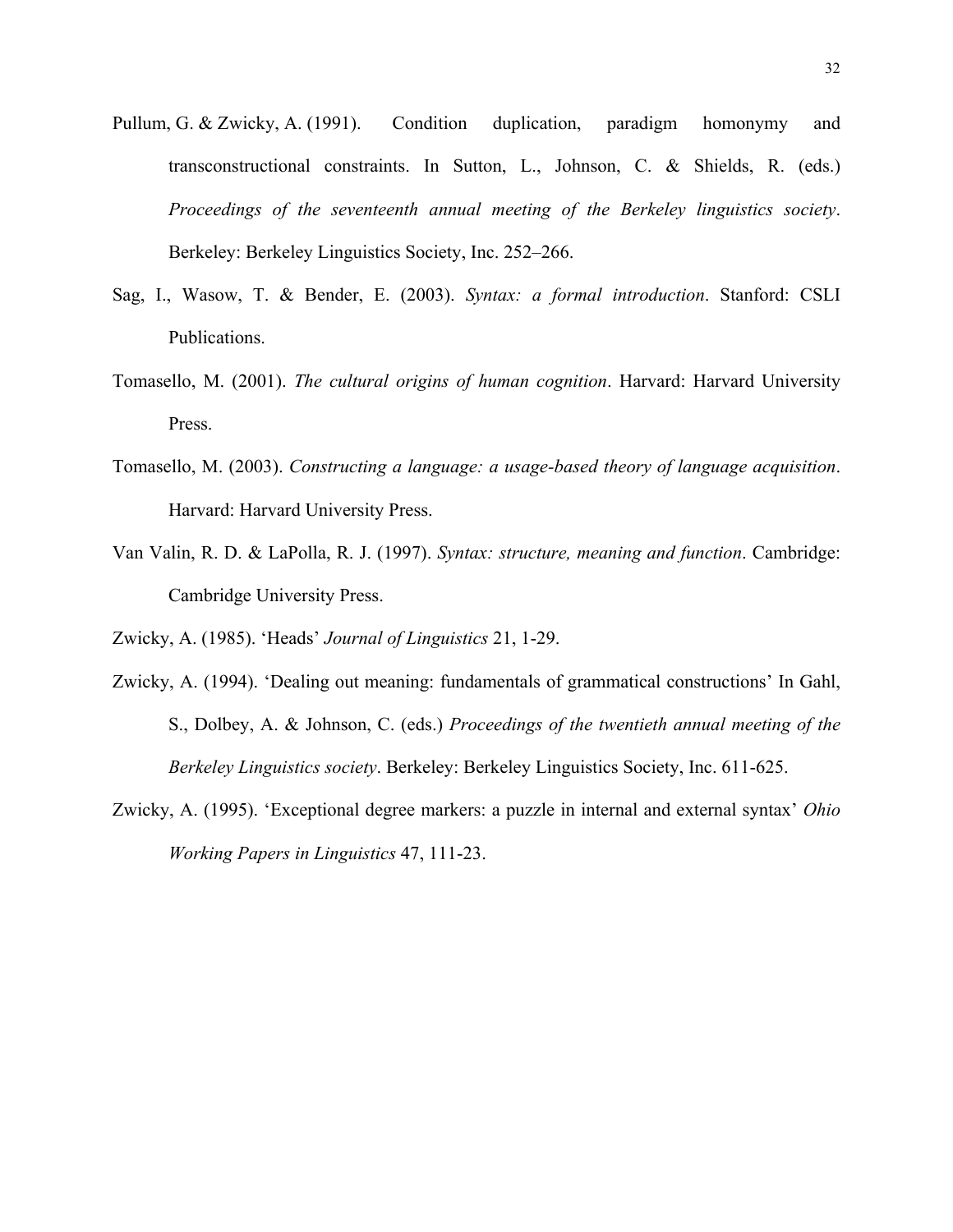Pullum, G. & Zwicky, A. (1991). Condition duplication, paradigm homonymy and transconstructional constraints. In Sutton, L., Johnson, C. & Shields, R. (eds.) *Proceedings of the seventeenth annual meeting of the Berkeley linguistics society*. Berkeley: Berkeley Linguistics Society, Inc. 252–266.

Sag, I., Wasow, T. & Bender, E. (2003). *Syntax: a formal introduction*. Stanford: CSLI Publications.

Tomasello, M. (2001). *The cultural origins of human cognition*. Harvard: Harvard University Press.

Tomasello, M. (2003). *Constructing a language: a usage-based theory of language acquisition*. Harvard: Harvard University Press.

Van Valin, R. D. & LaPolla, R. J. (1997). *Syntax: structure, meaning and function*. Cambridge: Cambridge University Press.

Zwicky, A. (1985). 'Heads' *Journal of Linguistics* 21, 1-29.

Zwicky, A. (1994). 'Dealing out meaning: fundamentals of grammatical constructions' In Gahl, S., Dolbey, A. & Johnson, C. (eds.) *Proceedings of the twentieth annual meeting of the Berkeley Linguistics society*. Berkeley: Berkeley Linguistics Society, Inc. 611-625.

Zwicky, A. (1995). 'Exceptional degree markers: a puzzle in internal and external syntax' *Ohio Working Papers in Linguistics* 47, 111-23.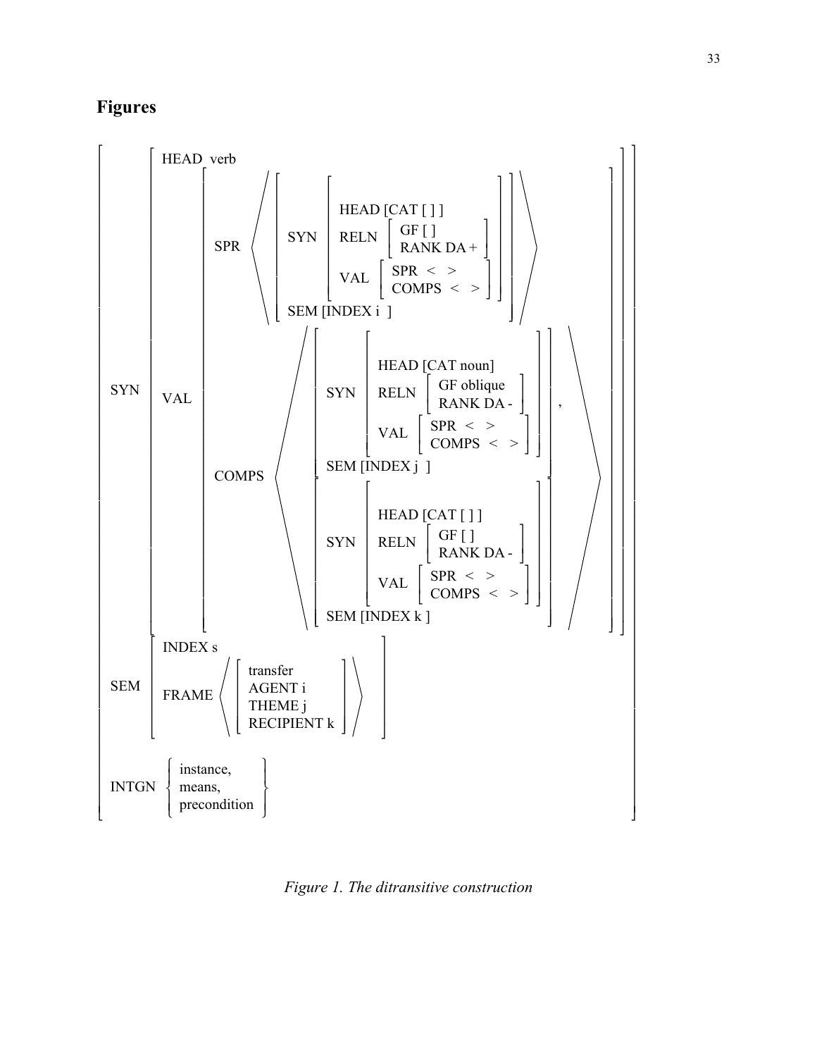## Figures

```
[ SYN  [ HEAD  verb
         VAL   [ SPR    < [ SYN [ HEAD [CAT [ ] ]
                                  RELN [ GF [ ]
                                         RANK DA + ]
                                  VAL  [ SPR  < >
                                         COMPS < > ] ]
                            SEM [INDEX i ] ] >
                 COMPS  < [ SYN [ HEAD [CAT noun]
                                  RELN [ GF oblique
                                         RANK DA - ]
                                  VAL  [ SPR  < >
                                         COMPS < > ] ]
                            SEM [INDEX j ] ] ,
                          [ SYN [ HEAD [CAT [ ] ]
                                  RELN [ GF [ ]
                                         RANK DA - ]
                                  VAL  [ SPR  < >
                                         COMPS < > ] ]
                            SEM [INDEX k ] ] > ] ]
  SEM  [ INDEX s
         FRAME < [ transfer
                   AGENT i
                   THEME j
                   RECIPIENT k ] > ]
  INTGN { instance,
          means,
          precondition } ]
```

*Figure 1. The ditransitive construction*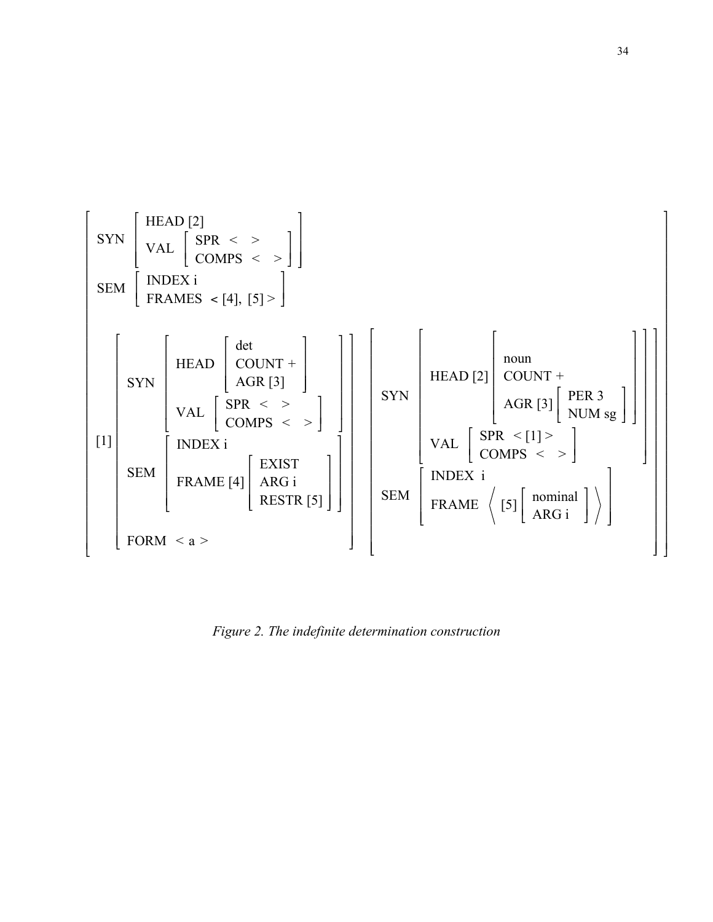```
[ SYN  [ HEAD [2]
         VAL  [ SPR    < >
                COMPS  < > ] ]
  SEM  [ INDEX i
         FRAMES < [4], [5] > ]

  [1] [ SYN  [ HEAD [ det
                      COUNT +
                      AGR [3] ]
               VAL  [ SPR    < >
                      COMPS  < > ] ]
        SEM  [ INDEX i
               FRAME [4] [ EXIST
                           ARG i
                           RESTR [5] ] ]
        FORM < a > ]

  [ SYN  [ HEAD [2] [ noun
                      COUNT +
                      AGR [3] [ PER 3
                                NUM sg ] ]
           VAL  [ SPR    < [1] >
                  COMPS  < > ] ]
    SEM  [ INDEX i
           FRAME < [5] [ nominal
                         ARG i ] > ] ] ]
```

*Figure 2. The indefinite determination construction*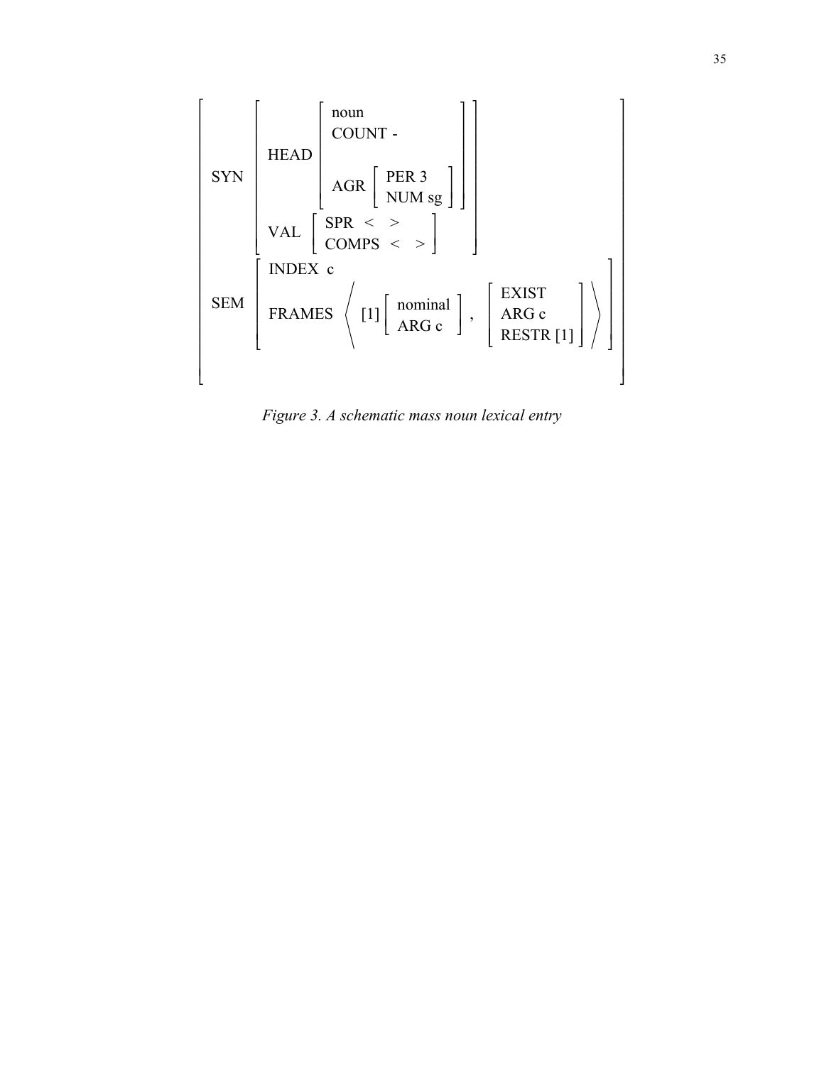```
[ SYN  [ HEAD [ noun
                COUNT -
                AGR [ PER 3
                      NUM sg ] ]
         VAL  [ SPR    < >
                COMPS  < > ] ]
  SEM  [ INDEX  c
         FRAMES < [1][ nominal
                       ARG c ] ,  [ EXIST
                                    ARG c
                                    RESTR [1] ] > ] ]
```

*Figure 3. A schematic mass noun lexical entry*